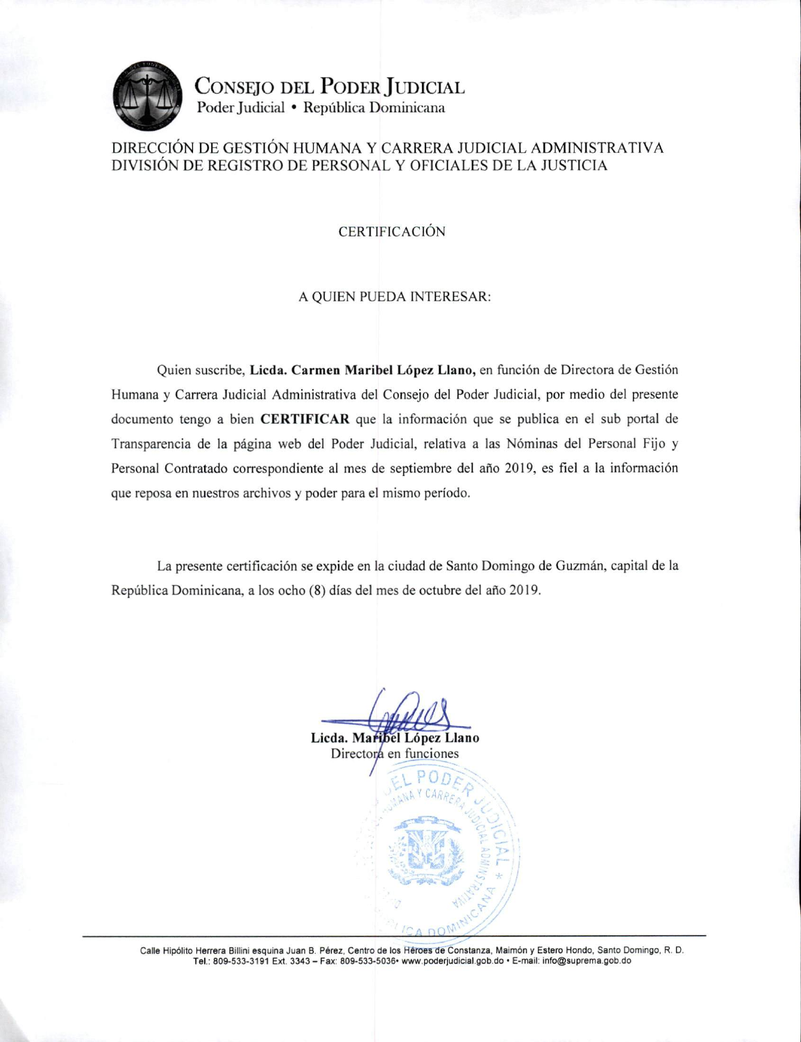# CONSEJO DEL PODER JUDICIAL

Poder Judicial • República Dominicana

DIRECCIÓN DE GESTIÓN HUMANA Y CARRERA JUDICIAL ADMINISTRATIVA
DIVISIÓN DE REGISTRO DE PERSONAL Y OFICIALES DE LA JUSTICIA

## CERTIFICACIÓN

A QUIEN PUEDA INTERESAR:

Quien suscribe, **Licda. Carmen Maribel López Llano,** en función de Directora de Gestión Humana y Carrera Judicial Administrativa del Consejo del Poder Judicial, por medio del presente documento tengo a bien **CERTIFICAR** que la información que se publica en el sub portal de Transparencia de la página web del Poder Judicial, relativa a las Nóminas del Personal Fijo y Personal Contratado correspondiente al mes de septiembre del año 2019, es fiel a la información que reposa en nuestros archivos y poder para el mismo período.

La presente certificación se expide en la ciudad de Santo Domingo de Guzmán, capital de la República Dominicana, a los ocho (8) días del mes de octubre del año 2019.

**Licda. Maribel López Llano**
Directora en funciones

Calle Hipólito Herrera Billini esquina Juan B. Pérez, Centro de los Héroes de Constanza, Maimón y Estero Hondo, Santo Domingo, R. D.
Tel.: 809-533-3191 Ext. 3343 – Fax: 809-533-5036• www.poderjudicial.gob.do • E-mail: info@suprema.gob.do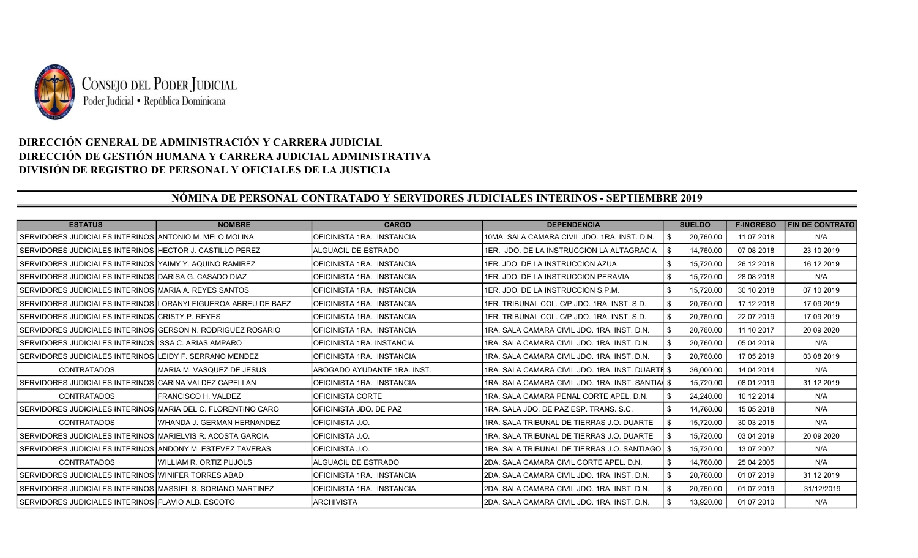Consejo del Poder Judicial
Poder Judicial • República Dominicana

**DIRECCIÓN GENERAL DE ADMINISTRACIÓN Y CARRERA JUDICIAL**
**DIRECCIÓN DE GESTIÓN HUMANA Y CARRERA JUDICIAL ADMINISTRATIVA**
**DIVISIÓN DE REGISTRO DE PERSONAL Y OFICIALES DE LA JUSTICIA**

## NÓMINA DE PERSONAL CONTRATADO Y SERVIDORES JUDICIALES INTERINOS - SEPTIEMBRE 2019

| ESTATUS | NOMBRE | CARGO | DEPENDENCIA | SUELDO | F-INGRESO | FIN DE CONTRATO |
|---|---|---|---|---|---|---|
| SERVIDORES JUDICIALES INTERINOS | ANTONIO M. MELO MOLINA | OFICINISTA 1RA. INSTANCIA | 10MA. SALA CAMARA CIVIL JDO. 1RA. INST. D.N. | $ 20,760.00 | 11 07 2018 | N/A |
| SERVIDORES JUDICIALES INTERINOS | HECTOR J. CASTILLO PEREZ | ALGUACIL DE ESTRADO | 1ER. JDO. DE LA INSTRUCCION LA ALTAGRACIA | $ 14,760.00 | 07 08 2018 | 23 10 2019 |
| SERVIDORES JUDICIALES INTERINOS | YAIMY Y. AQUINO RAMIREZ | OFICINISTA 1RA. INSTANCIA | 1ER. JDO. DE LA INSTRUCCION AZUA | $ 15,720.00 | 26 12 2018 | 16 12 2019 |
| SERVIDORES JUDICIALES INTERINOS | DARISA G. CASADO DIAZ | OFICINISTA 1RA. INSTANCIA | 1ER. JDO. DE LA INSTRUCCION PERAVIA | $ 15,720.00 | 28 08 2018 | N/A |
| SERVIDORES JUDICIALES INTERINOS | MARIA A. REYES SANTOS | OFICINISTA 1RA. INSTANCIA | 1ER. JDO. DE LA INSTRUCCION S.P.M. | $ 15,720.00 | 30 10 2018 | 07 10 2019 |
| SERVIDORES JUDICIALES INTERINOS | LORANYI FIGUEROA ABREU DE BAEZ | OFICINISTA 1RA. INSTANCIA | 1ER. TRIBUNAL COL. C/P JDO. 1RA. INST. S.D. | $ 20,760.00 | 17 12 2018 | 17 09 2019 |
| SERVIDORES JUDICIALES INTERINOS | CRISTY P. REYES | OFICINISTA 1RA. INSTANCIA | 1ER. TRIBUNAL COL. C/P JDO. 1RA. INST. S.D. | $ 20,760.00 | 22 07 2019 | 17 09 2019 |
| SERVIDORES JUDICIALES INTERINOS | GERSON N. RODRIGUEZ ROSARIO | OFICINISTA 1RA. INSTANCIA | 1RA. SALA CAMARA CIVIL JDO. 1RA. INST. D.N. | $ 20,760.00 | 11 10 2017 | 20 09 2020 |
| SERVIDORES JUDICIALES INTERINOS | ISSA C. ARIAS AMPARO | OFICINISTA 1RA. INSTANCIA | 1RA. SALA CAMARA CIVIL JDO. 1RA. INST. D.N. | $ 20,760.00 | 05 04 2019 | N/A |
| SERVIDORES JUDICIALES INTERINOS | LEIDY F. SERRANO MENDEZ | OFICINISTA 1RA. INSTANCIA | 1RA. SALA CAMARA CIVIL JDO. 1RA. INST. D.N. | $ 20,760.00 | 17 05 2019 | 03 08 2019 |
| CONTRATADOS | MARIA M. VASQUEZ DE JESUS | ABOGADO AYUDANTE 1RA. INST. | 1RA. SALA CAMARA CIVIL JDO. 1RA. INST. DUARTE | $ 36,000.00 | 14 04 2014 | N/A |
| SERVIDORES JUDICIALES INTERINOS | CARINA VALDEZ CAPELLAN | OFICINISTA 1RA. INSTANCIA | 1RA. SALA CAMARA CIVIL JDO. 1RA. INST. SANTIAGO | $ 15,720.00 | 08 01 2019 | 31 12 2019 |
| CONTRATADOS | FRANCISCO H. VALDEZ | OFICINISTA CORTE | 1RA. SALA CAMARA PENAL CORTE APEL. D.N. | $ 24,240.00 | 10 12 2014 | N/A |
| SERVIDORES JUDICIALES INTERINOS | MARIA DEL C. FLORENTINO CARO | OFICINISTA JDO. DE PAZ | 1RA. SALA JDO. DE PAZ ESP. TRANS. S.C. | $ 14,760.00 | 15 05 2018 | N/A |
| CONTRATADOS | WHANDA J. GERMAN HERNANDEZ | OFICINISTA J.O. | 1RA. SALA TRIBUNAL DE TIERRAS J.O. DUARTE | $ 15,720.00 | 30 03 2015 | N/A |
| SERVIDORES JUDICIALES INTERINOS | MARIELVIS R. ACOSTA GARCIA | OFICINISTA J.O. | 1RA. SALA TRIBUNAL DE TIERRAS J.O. DUARTE | $ 15,720.00 | 03 04 2019 | 20 09 2020 |
| SERVIDORES JUDICIALES INTERINOS | ANDONY M. ESTEVEZ TAVERAS | OFICINISTA J.O. | 1RA. SALA TRIBUNAL DE TIERRAS J.O. SANTIAGO | $ 15,720.00 | 13 07 2007 | N/A |
| CONTRATADOS | WILLIAM R. ORTIZ PUJOLS | ALGUACIL DE ESTRADO | 2DA. SALA CAMARA CIVIL CORTE APEL. D.N. | $ 14,760.00 | 25 04 2005 | N/A |
| SERVIDORES JUDICIALES INTERINOS | WINIFER TORRES ABAD | OFICINISTA 1RA. INSTANCIA | 2DA. SALA CAMARA CIVIL JDO. 1RA. INST. D.N. | $ 20,760.00 | 01 07 2019 | 31 12 2019 |
| SERVIDORES JUDICIALES INTERINOS | MASSIEL S. SORIANO MARTINEZ | OFICINISTA 1RA. INSTANCIA | 2DA. SALA CAMARA CIVIL JDO. 1RA. INST. D.N. | $ 20,760.00 | 01 07 2019 | 31/12/2019 |
| SERVIDORES JUDICIALES INTERINOS | FLAVIO ALB. ESCOTO | ARCHIVISTA | 2DA. SALA CAMARA CIVIL JDO. 1RA. INST. D.N. | $ 13,920.00 | 01 07 2010 | N/A |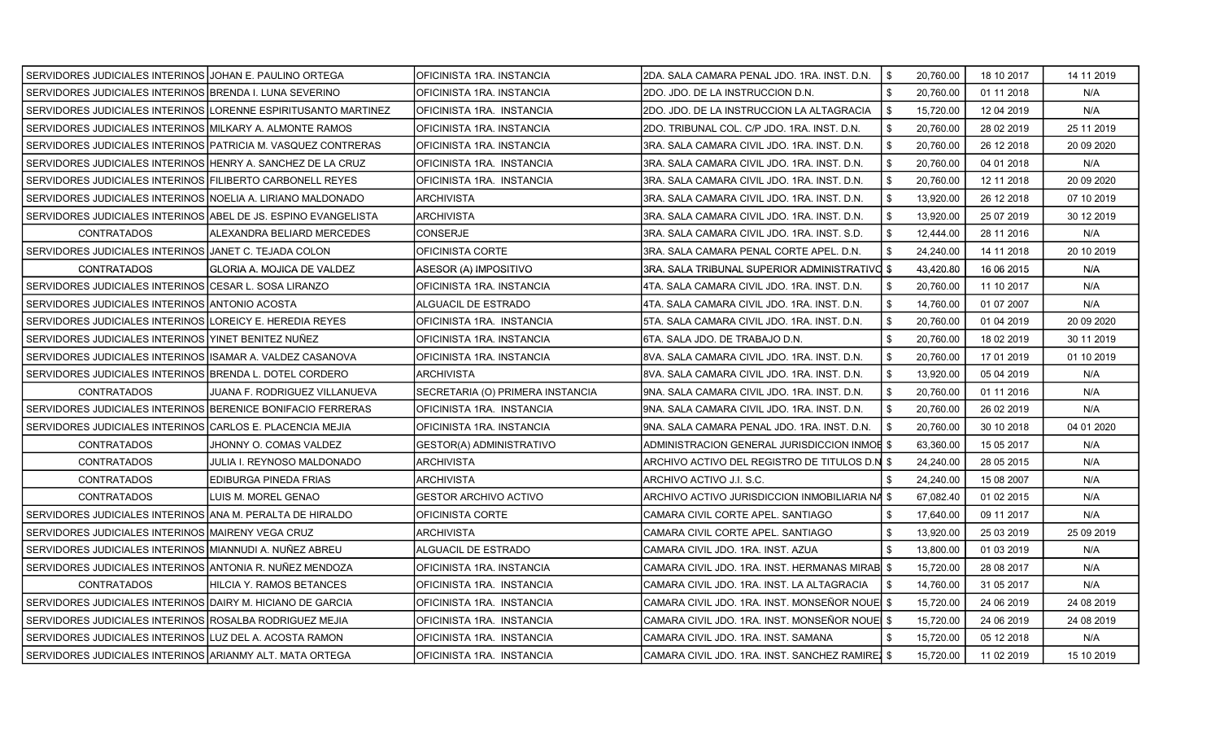| | | | | | | | |
|---|---|---|---|---|---|---|---|
| SERVIDORES JUDICIALES INTERINOS | JOHAN E. PAULINO ORTEGA | OFICINISTA 1RA. INSTANCIA | 2DA. SALA CAMARA PENAL JDO. 1RA. INST. D.N. | $ | 20,760.00 | 18 10 2017 | 14 11 2019 |
| SERVIDORES JUDICIALES INTERINOS | BRENDA I. LUNA SEVERINO | OFICINISTA 1RA. INSTANCIA | 2DO. JDO. DE LA INSTRUCCION D.N. | $ | 20,760.00 | 01 11 2018 | N/A |
| SERVIDORES JUDICIALES INTERINOS | LORENNE ESPIRITUSANTO MARTINEZ | OFICINISTA 1RA. INSTANCIA | 2DO. JDO. DE LA INSTRUCCION LA ALTAGRACIA | $ | 15,720.00 | 12 04 2019 | N/A |
| SERVIDORES JUDICIALES INTERINOS | MILKARY A. ALMONTE RAMOS | OFICINISTA 1RA. INSTANCIA | 2DO. TRIBUNAL COL. C/P JDO. 1RA. INST. D.N. | $ | 20,760.00 | 28 02 2019 | 25 11 2019 |
| SERVIDORES JUDICIALES INTERINOS | PATRICIA M. VASQUEZ CONTRERAS | OFICINISTA 1RA. INSTANCIA | 3RA. SALA CAMARA CIVIL JDO. 1RA. INST. D.N. | $ | 20,760.00 | 26 12 2018 | 20 09 2020 |
| SERVIDORES JUDICIALES INTERINOS | HENRY A. SANCHEZ DE LA CRUZ | OFICINISTA 1RA. INSTANCIA | 3RA. SALA CAMARA CIVIL JDO. 1RA. INST. D.N. | $ | 20,760.00 | 04 01 2018 | N/A |
| SERVIDORES JUDICIALES INTERINOS | FILIBERTO CARBONELL REYES | OFICINISTA 1RA. INSTANCIA | 3RA. SALA CAMARA CIVIL JDO. 1RA. INST. D.N. | $ | 20,760.00 | 12 11 2018 | 20 09 2020 |
| SERVIDORES JUDICIALES INTERINOS | NOELIA A. LIRIANO MALDONADO | ARCHIVISTA | 3RA. SALA CAMARA CIVIL JDO. 1RA. INST. D.N. | $ | 13,920.00 | 26 12 2018 | 07 10 2019 |
| SERVIDORES JUDICIALES INTERINOS | ABEL DE JS. ESPINO EVANGELISTA | ARCHIVISTA | 3RA. SALA CAMARA CIVIL JDO. 1RA. INST. D.N. | $ | 13,920.00 | 25 07 2019 | 30 12 2019 |
| CONTRATADOS | ALEXANDRA BELIARD MERCEDES | CONSERJE | 3RA. SALA CAMARA CIVIL JDO. 1RA. INST. S.D. | $ | 12,444.00 | 28 11 2016 | N/A |
| SERVIDORES JUDICIALES INTERINOS | JANET C. TEJADA COLON | OFICINISTA CORTE | 3RA. SALA CAMARA PENAL CORTE APEL. D.N. | $ | 24,240.00 | 14 11 2018 | 20 10 2019 |
| CONTRATADOS | GLORIA A. MOJICA DE VALDEZ | ASESOR (A) IMPOSITIVO | 3RA. SALA TRIBUNAL SUPERIOR ADMINISTRATIVO | $ | 43,420.80 | 16 06 2015 | N/A |
| SERVIDORES JUDICIALES INTERINOS | CESAR L. SOSA LIRANZO | OFICINISTA 1RA. INSTANCIA | 4TA. SALA CAMARA CIVIL JDO. 1RA. INST. D.N. | $ | 20,760.00 | 11 10 2017 | N/A |
| SERVIDORES JUDICIALES INTERINOS | ANTONIO ACOSTA | ALGUACIL DE ESTRADO | 4TA. SALA CAMARA CIVIL JDO. 1RA. INST. D.N. | $ | 14,760.00 | 01 07 2007 | N/A |
| SERVIDORES JUDICIALES INTERINOS | LOREICY E. HEREDIA REYES | OFICINISTA 1RA. INSTANCIA | 5TA. SALA CAMARA CIVIL JDO. 1RA. INST. D.N. | $ | 20,760.00 | 01 04 2019 | 20 09 2020 |
| SERVIDORES JUDICIALES INTERINOS | YINET BENITEZ NUÑEZ | OFICINISTA 1RA. INSTANCIA | 6TA. SALA JDO. DE TRABAJO D.N. | $ | 20,760.00 | 18 02 2019 | 30 11 2019 |
| SERVIDORES JUDICIALES INTERINOS | ISAMAR A. VALDEZ CASANOVA | OFICINISTA 1RA. INSTANCIA | 8VA. SALA CAMARA CIVIL JDO. 1RA. INST. D.N. | $ | 20,760.00 | 17 01 2019 | 01 10 2019 |
| SERVIDORES JUDICIALES INTERINOS | BRENDA L. DOTEL CORDERO | ARCHIVISTA | 8VA. SALA CAMARA CIVIL JDO. 1RA. INST. D.N. | $ | 13,920.00 | 05 04 2019 | N/A |
| CONTRATADOS | JUANA F. RODRIGUEZ VILLANUEVA | SECRETARIA (O) PRIMERA INSTANCIA | 9NA. SALA CAMARA CIVIL JDO. 1RA. INST. D.N. | $ | 20,760.00 | 01 11 2016 | N/A |
| SERVIDORES JUDICIALES INTERINOS | BERENICE BONIFACIO FERRERAS | OFICINISTA 1RA. INSTANCIA | 9NA. SALA CAMARA CIVIL JDO. 1RA. INST. D.N. | $ | 20,760.00 | 26 02 2019 | N/A |
| SERVIDORES JUDICIALES INTERINOS | CARLOS E. PLACENCIA MEJIA | OFICINISTA 1RA. INSTANCIA | 9NA. SALA CAMARA PENAL JDO. 1RA. INST. D.N. | $ | 20,760.00 | 30 10 2018 | 04 01 2020 |
| CONTRATADOS | JHONNY O. COMAS VALDEZ | GESTOR(A) ADMINISTRATIVO | ADMINISTRACION GENERAL JURISDICCION INMOB | $ | 63,360.00 | 15 05 2017 | N/A |
| CONTRATADOS | JULIA I. REYNOSO MALDONADO | ARCHIVISTA | ARCHIVO ACTIVO DEL REGISTRO DE TITULOS D.N | $ | 24,240.00 | 28 05 2015 | N/A |
| CONTRATADOS | EDIBURGA PINEDA FRIAS | ARCHIVISTA | ARCHIVO ACTIVO J.I. S.C. | $ | 24,240.00 | 15 08 2007 | N/A |
| CONTRATADOS | LUIS M. MOREL GENAO | GESTOR ARCHIVO ACTIVO | ARCHIVO ACTIVO JURISDICCION INMOBILIARIA NA | $ | 67,082.40 | 01 02 2015 | N/A |
| SERVIDORES JUDICIALES INTERINOS | ANA M. PERALTA DE HIRALDO | OFICINISTA CORTE | CAMARA CIVIL CORTE APEL. SANTIAGO | $ | 17,640.00 | 09 11 2017 | N/A |
| SERVIDORES JUDICIALES INTERINOS | MAIRENY VEGA CRUZ | ARCHIVISTA | CAMARA CIVIL CORTE APEL. SANTIAGO | $ | 13,920.00 | 25 03 2019 | 25 09 2019 |
| SERVIDORES JUDICIALES INTERINOS | MIANNUDI A. NUÑEZ ABREU | ALGUACIL DE ESTRADO | CAMARA CIVIL JDO. 1RA. INST. AZUA | $ | 13,800.00 | 01 03 2019 | N/A |
| SERVIDORES JUDICIALES INTERINOS | ANTONIA R. NUÑEZ MENDOZA | OFICINISTA 1RA. INSTANCIA | CAMARA CIVIL JDO. 1RA. INST. HERMANAS MIRAB | $ | 15,720.00 | 28 08 2017 | N/A |
| CONTRATADOS | HILCIA Y. RAMOS BETANCES | OFICINISTA 1RA. INSTANCIA | CAMARA CIVIL JDO. 1RA. INST. LA ALTAGRACIA | $ | 14,760.00 | 31 05 2017 | N/A |
| SERVIDORES JUDICIALES INTERINOS | DAIRY M. HICIANO DE GARCIA | OFICINISTA 1RA. INSTANCIA | CAMARA CIVIL JDO. 1RA. INST. MONSEÑOR NOUE | $ | 15,720.00 | 24 06 2019 | 24 08 2019 |
| SERVIDORES JUDICIALES INTERINOS | ROSALBA RODRIGUEZ MEJIA | OFICINISTA 1RA. INSTANCIA | CAMARA CIVIL JDO. 1RA. INST. MONSEÑOR NOUE | $ | 15,720.00 | 24 06 2019 | 24 08 2019 |
| SERVIDORES JUDICIALES INTERINOS | LUZ DEL A. ACOSTA RAMON | OFICINISTA 1RA. INSTANCIA | CAMARA CIVIL JDO. 1RA. INST. SAMANA | $ | 15,720.00 | 05 12 2018 | N/A |
| SERVIDORES JUDICIALES INTERINOS | ARIANMY ALT. MATA ORTEGA | OFICINISTA 1RA. INSTANCIA | CAMARA CIVIL JDO. 1RA. INST. SANCHEZ RAMIRE | $ | 15,720.00 | 11 02 2019 | 15 10 2019 |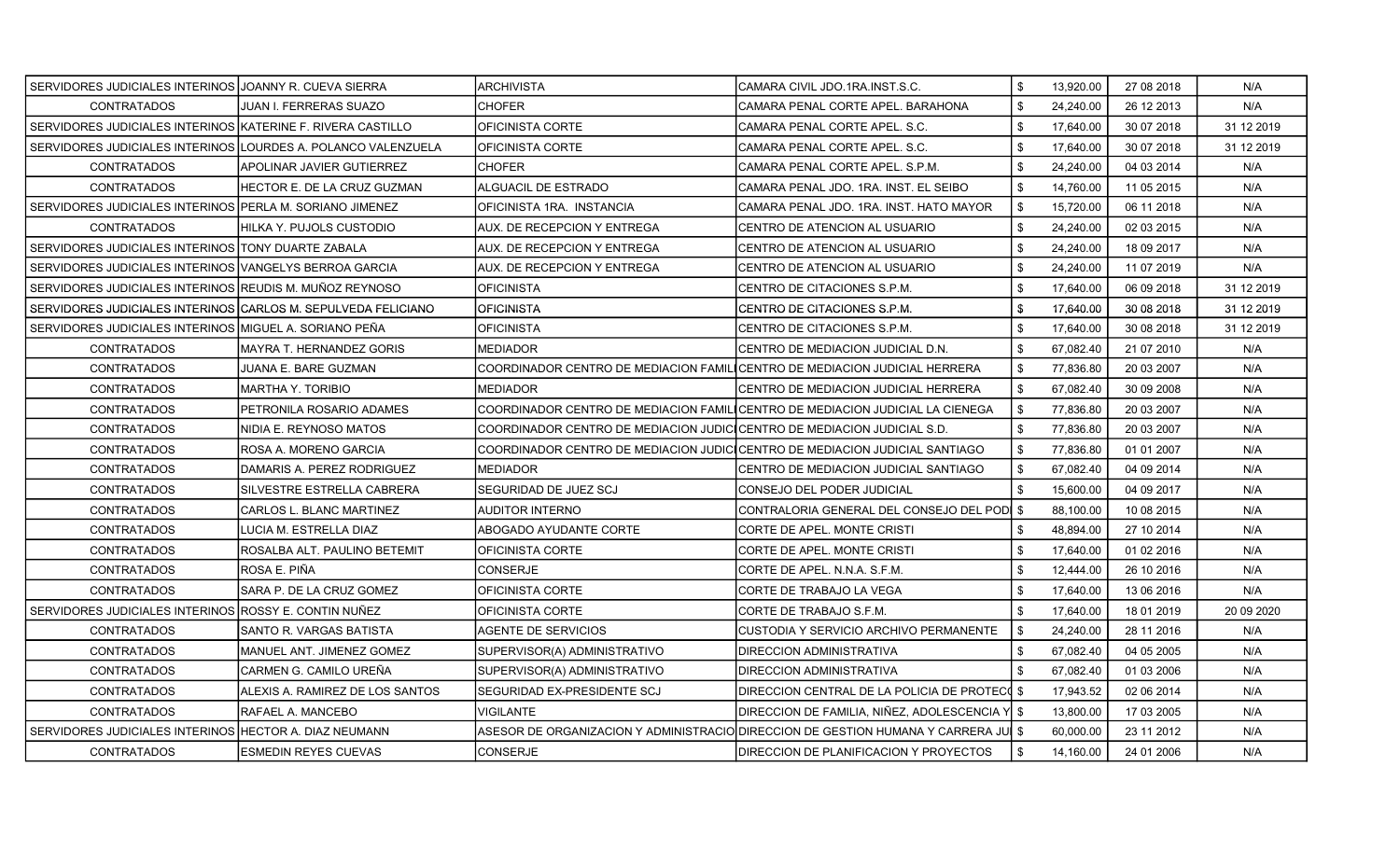| | | | | | | | |
|---|---|---|---|---|---|---|---|
| SERVIDORES JUDICIALES INTERINOS | JOANNY R. CUEVA SIERRA | ARCHIVISTA | CAMARA CIVIL JDO.1RA.INST.S.C. | $ | 13,920.00 | 27 08 2018 | N/A |
| CONTRATADOS | JUAN I. FERRERAS SUAZO | CHOFER | CAMARA PENAL CORTE APEL. BARAHONA | $ | 24,240.00 | 26 12 2013 | N/A |
| SERVIDORES JUDICIALES INTERINOS | KATERINE F. RIVERA CASTILLO | OFICINISTA CORTE | CAMARA PENAL CORTE APEL. S.C. | $ | 17,640.00 | 30 07 2018 | 31 12 2019 |
| SERVIDORES JUDICIALES INTERINOS | LOURDES A. POLANCO VALENZUELA | OFICINISTA CORTE | CAMARA PENAL CORTE APEL. S.C. | $ | 17,640.00 | 30 07 2018 | 31 12 2019 |
| CONTRATADOS | APOLINAR JAVIER GUTIERREZ | CHOFER | CAMARA PENAL CORTE APEL. S.P.M. | $ | 24,240.00 | 04 03 2014 | N/A |
| CONTRATADOS | HECTOR E. DE LA CRUZ GUZMAN | ALGUACIL DE ESTRADO | CAMARA PENAL JDO. 1RA. INST. EL SEIBO | $ | 14,760.00 | 11 05 2015 | N/A |
| SERVIDORES JUDICIALES INTERINOS | PERLA M. SORIANO JIMENEZ | OFICINISTA 1RA. INSTANCIA | CAMARA PENAL JDO. 1RA. INST. HATO MAYOR | $ | 15,720.00 | 06 11 2018 | N/A |
| CONTRATADOS | HILKA Y. PUJOLS CUSTODIO | AUX. DE RECEPCION Y ENTREGA | CENTRO DE ATENCION AL USUARIO | $ | 24,240.00 | 02 03 2015 | N/A |
| SERVIDORES JUDICIALES INTERINOS | TONY DUARTE ZABALA | AUX. DE RECEPCION Y ENTREGA | CENTRO DE ATENCION AL USUARIO | $ | 24,240.00 | 18 09 2017 | N/A |
| SERVIDORES JUDICIALES INTERINOS | VANGELYS BERROA GARCIA | AUX. DE RECEPCION Y ENTREGA | CENTRO DE ATENCION AL USUARIO | $ | 24,240.00 | 11 07 2019 | N/A |
| SERVIDORES JUDICIALES INTERINOS | REUDIS M. MUÑOZ REYNOSO | OFICINISTA | CENTRO DE CITACIONES S.P.M. | $ | 17,640.00 | 06 09 2018 | 31 12 2019 |
| SERVIDORES JUDICIALES INTERINOS | CARLOS M. SEPULVEDA FELICIANO | OFICINISTA | CENTRO DE CITACIONES S.P.M. | $ | 17,640.00 | 30 08 2018 | 31 12 2019 |
| SERVIDORES JUDICIALES INTERINOS | MIGUEL A. SORIANO PEÑA | OFICINISTA | CENTRO DE CITACIONES S.P.M. | $ | 17,640.00 | 30 08 2018 | 31 12 2019 |
| CONTRATADOS | MAYRA T. HERNANDEZ GORIS | MEDIADOR | CENTRO DE MEDIACION JUDICIAL D.N. | $ | 67,082.40 | 21 07 2010 | N/A |
| CONTRATADOS | JUANA E. BARE GUZMAN | COORDINADOR CENTRO DE MEDIACION FAMIL | CENTRO DE MEDIACION JUDICIAL HERRERA | $ | 77,836.80 | 20 03 2007 | N/A |
| CONTRATADOS | MARTHA Y. TORIBIO | MEDIADOR | CENTRO DE MEDIACION JUDICIAL HERRERA | $ | 67,082.40 | 30 09 2008 | N/A |
| CONTRATADOS | PETRONILA ROSARIO ADAMES | COORDINADOR CENTRO DE MEDIACION FAMIL | CENTRO DE MEDIACION JUDICIAL LA CIENEGA | $ | 77,836.80 | 20 03 2007 | N/A |
| CONTRATADOS | NIDIA E. REYNOSO MATOS | COORDINADOR CENTRO DE MEDIACION JUDIC | CENTRO DE MEDIACION JUDICIAL S.D. | $ | 77,836.80 | 20 03 2007 | N/A |
| CONTRATADOS | ROSA A. MORENO GARCIA | COORDINADOR CENTRO DE MEDIACION JUDIC | CENTRO DE MEDIACION JUDICIAL SANTIAGO | $ | 77,836.80 | 01 01 2007 | N/A |
| CONTRATADOS | DAMARIS A. PEREZ RODRIGUEZ | MEDIADOR | CENTRO DE MEDIACION JUDICIAL SANTIAGO | $ | 67,082.40 | 04 09 2014 | N/A |
| CONTRATADOS | SILVESTRE ESTRELLA CABRERA | SEGURIDAD DE JUEZ SCJ | CONSEJO DEL PODER JUDICIAL | $ | 15,600.00 | 04 09 2017 | N/A |
| CONTRATADOS | CARLOS L. BLANC MARTINEZ | AUDITOR INTERNO | CONTRALORIA GENERAL DEL CONSEJO DEL POD | $ | 88,100.00 | 10 08 2015 | N/A |
| CONTRATADOS | LUCIA M. ESTRELLA DIAZ | ABOGADO AYUDANTE CORTE | CORTE DE APEL. MONTE CRISTI | $ | 48,894.00 | 27 10 2014 | N/A |
| CONTRATADOS | ROSALBA ALT. PAULINO BETEMIT | OFICINISTA CORTE | CORTE DE APEL. MONTE CRISTI | $ | 17,640.00 | 01 02 2016 | N/A |
| CONTRATADOS | ROSA E. PIÑA | CONSERJE | CORTE DE APEL. N.N.A. S.F.M. | $ | 12,444.00 | 26 10 2016 | N/A |
| CONTRATADOS | SARA P. DE LA CRUZ GOMEZ | OFICINISTA CORTE | CORTE DE TRABAJO LA VEGA | $ | 17,640.00 | 13 06 2016 | N/A |
| SERVIDORES JUDICIALES INTERINOS | ROSSY E. CONTIN NUÑEZ | OFICINISTA CORTE | CORTE DE TRABAJO S.F.M. | $ | 17,640.00 | 18 01 2019 | 20 09 2020 |
| CONTRATADOS | SANTO R. VARGAS BATISTA | AGENTE DE SERVICIOS | CUSTODIA Y SERVICIO ARCHIVO PERMANENTE | $ | 24,240.00 | 28 11 2016 | N/A |
| CONTRATADOS | MANUEL ANT. JIMENEZ GOMEZ | SUPERVISOR(A) ADMINISTRATIVO | DIRECCION ADMINISTRATIVA | $ | 67,082.40 | 04 05 2005 | N/A |
| CONTRATADOS | CARMEN G. CAMILO UREÑA | SUPERVISOR(A) ADMINISTRATIVO | DIRECCION ADMINISTRATIVA | $ | 67,082.40 | 01 03 2006 | N/A |
| CONTRATADOS | ALEXIS A. RAMIREZ DE LOS SANTOS | SEGURIDAD EX-PRESIDENTE SCJ | DIRECCION CENTRAL DE LA POLICIA DE PROTEC | $ | 17,943.52 | 02 06 2014 | N/A |
| CONTRATADOS | RAFAEL A. MANCEBO | VIGILANTE | DIRECCION DE FAMILIA, NIÑEZ, ADOLESCENCIA Y | $ | 13,800.00 | 17 03 2005 | N/A |
| SERVIDORES JUDICIALES INTERINOS | HECTOR A. DIAZ NEUMANN | ASESOR DE ORGANIZACION Y ADMINISTRACIO | DIRECCION DE GESTION HUMANA Y CARRERA JU | $ | 60,000.00 | 23 11 2012 | N/A |
| CONTRATADOS | ESMEDIN REYES CUEVAS | CONSERJE | DIRECCION DE PLANIFICACION Y PROYECTOS | $ | 14,160.00 | 24 01 2006 | N/A |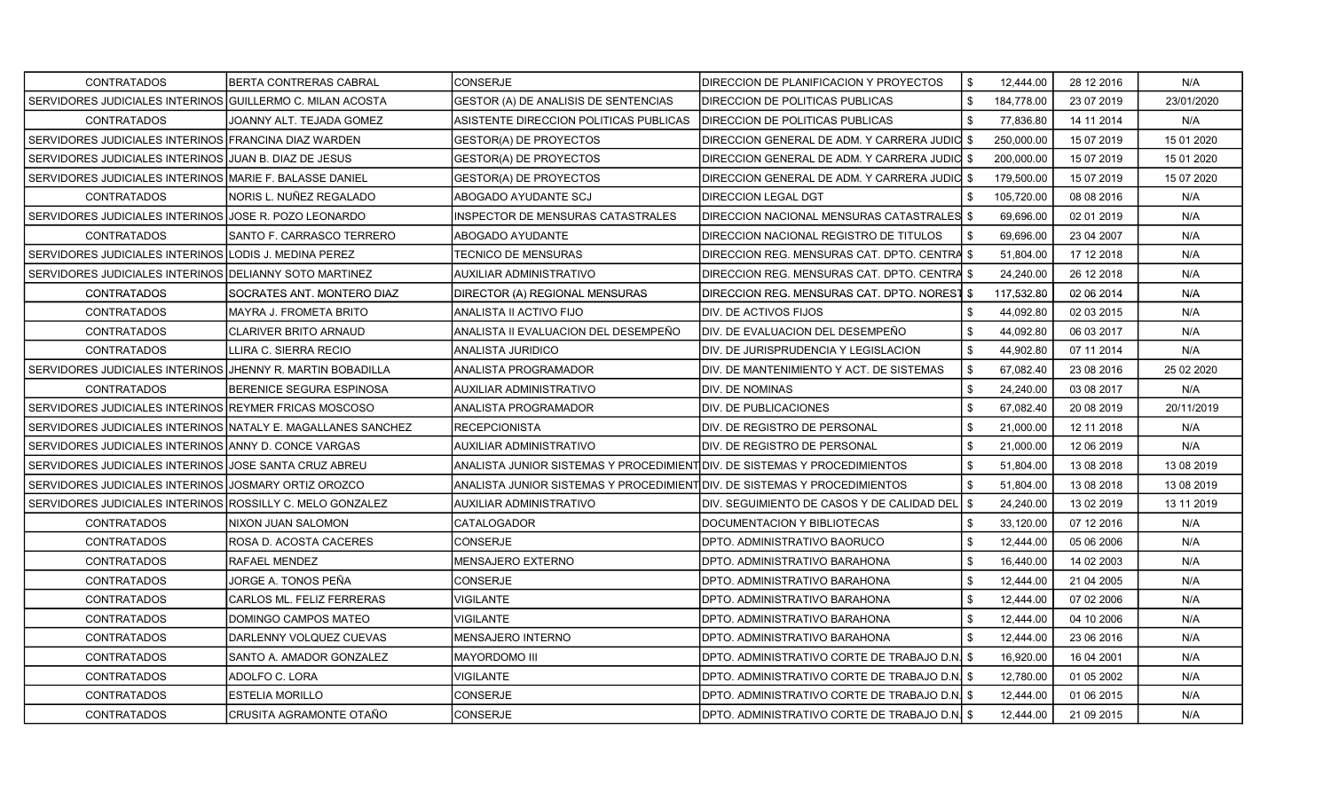| CONTRATADOS | BERTA CONTRERAS CABRAL | CONSERJE | DIRECCION DE PLANIFICACION Y PROYECTOS | $ | 12,444.00 | 28 12 2016 | N/A |
|---|---|---|---|---|---|---|---|
| SERVIDORES JUDICIALES INTERINOS | GUILLERMO C. MILAN ACOSTA | GESTOR (A) DE ANALISIS DE SENTENCIAS | DIRECCION DE POLITICAS PUBLICAS | $ | 184,778.00 | 23 07 2019 | 23/01/2020 |
| CONTRATADOS | JOANNY ALT. TEJADA GOMEZ | ASISTENTE DIRECCION POLITICAS PUBLICAS | DIRECCION DE POLITICAS PUBLICAS | $ | 77,836.80 | 14 11 2014 | N/A |
| SERVIDORES JUDICIALES INTERINOS | FRANCINA DIAZ WARDEN | GESTOR(A) DE PROYECTOS | DIRECCION GENERAL DE ADM. Y CARRERA JUDIC | $ | 250,000.00 | 15 07 2019 | 15 01 2020 |
| SERVIDORES JUDICIALES INTERINOS | JUAN B. DIAZ DE JESUS | GESTOR(A) DE PROYECTOS | DIRECCION GENERAL DE ADM. Y CARRERA JUDIC | $ | 200,000.00 | 15 07 2019 | 15 01 2020 |
| SERVIDORES JUDICIALES INTERINOS | MARIE F. BALASSE DANIEL | GESTOR(A) DE PROYECTOS | DIRECCION GENERAL DE ADM. Y CARRERA JUDIC | $ | 179,500.00 | 15 07 2019 | 15 07 2020 |
| CONTRATADOS | NORIS L. NUÑEZ REGALADO | ABOGADO AYUDANTE SCJ | DIRECCION LEGAL DGT | $ | 105,720.00 | 08 08 2016 | N/A |
| SERVIDORES JUDICIALES INTERINOS | JOSE R. POZO LEONARDO | INSPECTOR DE MENSURAS CATASTRALES | DIRECCION NACIONAL MENSURAS CATASTRALES | $ | 69,696.00 | 02 01 2019 | N/A |
| CONTRATADOS | SANTO F. CARRASCO TERRERO | ABOGADO AYUDANTE | DIRECCION NACIONAL REGISTRO DE TITULOS | $ | 69,696.00 | 23 04 2007 | N/A |
| SERVIDORES JUDICIALES INTERINOS | LODIS J. MEDINA PEREZ | TECNICO DE MENSURAS | DIRECCION REG. MENSURAS CAT. DPTO. CENTRA | $ | 51,804.00 | 17 12 2018 | N/A |
| SERVIDORES JUDICIALES INTERINOS | DELIANNY SOTO MARTINEZ | AUXILIAR ADMINISTRATIVO | DIRECCION REG. MENSURAS CAT. DPTO. CENTRA | $ | 24,240.00 | 26 12 2018 | N/A |
| CONTRATADOS | SOCRATES ANT. MONTERO DIAZ | DIRECTOR (A) REGIONAL MENSURAS | DIRECCION REG. MENSURAS CAT. DPTO. NOREST | $ | 117,532.80 | 02 06 2014 | N/A |
| CONTRATADOS | MAYRA J. FROMETA BRITO | ANALISTA II ACTIVO FIJO | DIV. DE ACTIVOS FIJOS | $ | 44,092.80 | 02 03 2015 | N/A |
| CONTRATADOS | CLARIVER BRITO ARNAUD | ANALISTA II EVALUACION DEL DESEMPEÑO | DIV. DE EVALUACION DEL DESEMPEÑO | $ | 44,092.80 | 06 03 2017 | N/A |
| CONTRATADOS | LLIRA C. SIERRA RECIO | ANALISTA JURIDICO | DIV. DE JURISPRUDENCIA Y LEGISLACION | $ | 44,902.80 | 07 11 2014 | N/A |
| SERVIDORES JUDICIALES INTERINOS | JHENNY R. MARTIN BOBADILLA | ANALISTA PROGRAMADOR | DIV. DE MANTENIMIENTO Y ACT. DE SISTEMAS | $ | 67,082.40 | 23 08 2016 | 25 02 2020 |
| CONTRATADOS | BERENICE SEGURA ESPINOSA | AUXILIAR ADMINISTRATIVO | DIV. DE NOMINAS | $ | 24,240.00 | 03 08 2017 | N/A |
| SERVIDORES JUDICIALES INTERINOS | REYMER FRICAS MOSCOSO | ANALISTA PROGRAMADOR | DIV. DE PUBLICACIONES | $ | 67,082.40 | 20 08 2019 | 20/11/2019 |
| SERVIDORES JUDICIALES INTERINOS | NATALY E. MAGALLANES SANCHEZ | RECEPCIONISTA | DIV. DE REGISTRO DE PERSONAL | $ | 21,000.00 | 12 11 2018 | N/A |
| SERVIDORES JUDICIALES INTERINOS | ANNY D. CONCE VARGAS | AUXILIAR ADMINISTRATIVO | DIV. DE REGISTRO DE PERSONAL | $ | 21,000.00 | 12 06 2019 | N/A |
| SERVIDORES JUDICIALES INTERINOS | JOSE SANTA CRUZ ABREU | ANALISTA JUNIOR SISTEMAS Y PROCEDIMIENT | DIV. DE SISTEMAS Y PROCEDIMIENTOS | $ | 51,804.00 | 13 08 2018 | 13 08 2019 |
| SERVIDORES JUDICIALES INTERINOS | JOSMARY ORTIZ OROZCO | ANALISTA JUNIOR SISTEMAS Y PROCEDIMIENT | DIV. DE SISTEMAS Y PROCEDIMIENTOS | $ | 51,804.00 | 13 08 2018 | 13 08 2019 |
| SERVIDORES JUDICIALES INTERINOS | ROSSILLY C. MELO GONZALEZ | AUXILIAR ADMINISTRATIVO | DIV. SEGUIMIENTO DE CASOS Y DE CALIDAD DEL | $ | 24,240.00 | 13 02 2019 | 13 11 2019 |
| CONTRATADOS | NIXON JUAN SALOMON | CATALOGADOR | DOCUMENTACION Y BIBLIOTECAS | $ | 33,120.00 | 07 12 2016 | N/A |
| CONTRATADOS | ROSA D. ACOSTA CACERES | CONSERJE | DPTO. ADMINISTRATIVO BAORUCO | $ | 12,444.00 | 05 06 2006 | N/A |
| CONTRATADOS | RAFAEL MENDEZ | MENSAJERO EXTERNO | DPTO. ADMINISTRATIVO BARAHONA | $ | 16,440.00 | 14 02 2003 | N/A |
| CONTRATADOS | JORGE A. TONOS PEÑA | CONSERJE | DPTO. ADMINISTRATIVO BARAHONA | $ | 12,444.00 | 21 04 2005 | N/A |
| CONTRATADOS | CARLOS ML. FELIZ FERRERAS | VIGILANTE | DPTO. ADMINISTRATIVO BARAHONA | $ | 12,444.00 | 07 02 2006 | N/A |
| CONTRATADOS | DOMINGO CAMPOS MATEO | VIGILANTE | DPTO. ADMINISTRATIVO BARAHONA | $ | 12,444.00 | 04 10 2006 | N/A |
| CONTRATADOS | DARLENNY VOLQUEZ CUEVAS | MENSAJERO INTERNO | DPTO. ADMINISTRATIVO BARAHONA | $ | 12,444.00 | 23 06 2016 | N/A |
| CONTRATADOS | SANTO A. AMADOR GONZALEZ | MAYORDOMO III | DPTO. ADMINISTRATIVO CORTE DE TRABAJO D.N. | $ | 16,920.00 | 16 04 2001 | N/A |
| CONTRATADOS | ADOLFO C. LORA | VIGILANTE | DPTO. ADMINISTRATIVO CORTE DE TRABAJO D.N. | $ | 12,780.00 | 01 05 2002 | N/A |
| CONTRATADOS | ESTELIA MORILLO | CONSERJE | DPTO. ADMINISTRATIVO CORTE DE TRABAJO D.N. | $ | 12,444.00 | 01 06 2015 | N/A |
| CONTRATADOS | CRUSITA AGRAMONTE OTAÑO | CONSERJE | DPTO. ADMINISTRATIVO CORTE DE TRABAJO D.N. | $ | 12,444.00 | 21 09 2015 | N/A |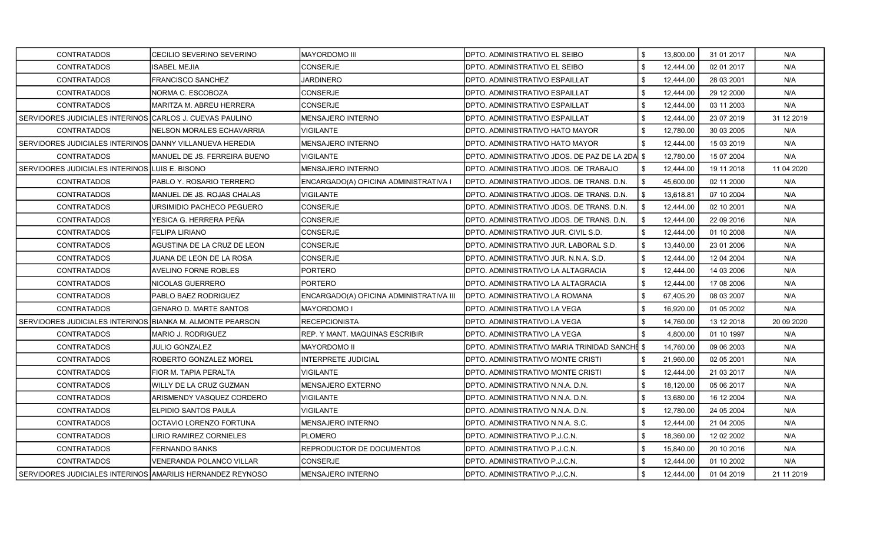| | | | | | | | |
|---|---|---|---|---|---|---|---|
| CONTRATADOS | CECILIO SEVERINO SEVERINO | MAYORDOMO III | DPTO. ADMINISTRATIVO EL SEIBO | $ | 13,800.00 | 31 01 2017 | N/A |
| CONTRATADOS | ISABEL MEJIA | CONSERJE | DPTO. ADMINISTRATIVO EL SEIBO | $ | 12,444.00 | 02 01 2017 | N/A |
| CONTRATADOS | FRANCISCO SANCHEZ | JARDINERO | DPTO. ADMINISTRATIVO ESPAILLAT | $ | 12,444.00 | 28 03 2001 | N/A |
| CONTRATADOS | NORMA C. ESCOBOZA | CONSERJE | DPTO. ADMINISTRATIVO ESPAILLAT | $ | 12,444.00 | 29 12 2000 | N/A |
| CONTRATADOS | MARITZA M. ABREU HERRERA | CONSERJE | DPTO. ADMINISTRATIVO ESPAILLAT | $ | 12,444.00 | 03 11 2003 | N/A |
| SERVIDORES JUDICIALES INTERINOS | CARLOS J. CUEVAS PAULINO | MENSAJERO INTERNO | DPTO. ADMINISTRATIVO ESPAILLAT | $ | 12,444.00 | 23 07 2019 | 31 12 2019 |
| CONTRATADOS | NELSON MORALES ECHAVARRIA | VIGILANTE | DPTO. ADMINISTRATIVO HATO MAYOR | $ | 12,780.00 | 30 03 2005 | N/A |
| SERVIDORES JUDICIALES INTERINOS | DANNY VILLANUEVA HEREDIA | MENSAJERO INTERNO | DPTO. ADMINISTRATIVO HATO MAYOR | $ | 12,444.00 | 15 03 2019 | N/A |
| CONTRATADOS | MANUEL DE JS. FERREIRA BUENO | VIGILANTE | DPTO. ADMINISTRATIVO JDOS. DE PAZ DE LA 2DA | $ | 12,780.00 | 15 07 2004 | N/A |
| SERVIDORES JUDICIALES INTERINOS | LUIS E. BISONO | MENSAJERO INTERNO | DPTO. ADMINISTRATIVO JDOS. DE TRABAJO | $ | 12,444.00 | 19 11 2018 | 11 04 2020 |
| CONTRATADOS | PABLO Y. ROSARIO TERRERO | ENCARGADO(A) OFICINA ADMINISTRATIVA I | DPTO. ADMINISTRATIVO JDOS. DE TRANS. D.N. | $ | 45,600.00 | 02 11 2000 | N/A |
| CONTRATADOS | MANUEL DE JS. ROJAS CHALAS | VIGILANTE | DPTO. ADMINISTRATIVO JDOS. DE TRANS. D.N. | $ | 13,618.81 | 07 10 2004 | N/A |
| CONTRATADOS | URSIMIDIO PACHECO PEGUERO | CONSERJE | DPTO. ADMINISTRATIVO JDOS. DE TRANS. D.N. | $ | 12,444.00 | 02 10 2001 | N/A |
| CONTRATADOS | YESICA G. HERRERA PEÑA | CONSERJE | DPTO. ADMINISTRATIVO JDOS. DE TRANS. D.N. | $ | 12,444.00 | 22 09 2016 | N/A |
| CONTRATADOS | FELIPA LIRIANO | CONSERJE | DPTO. ADMINISTRATIVO JUR. CIVIL S.D. | $ | 12,444.00 | 01 10 2008 | N/A |
| CONTRATADOS | AGUSTINA DE LA CRUZ DE LEON | CONSERJE | DPTO. ADMINISTRATIVO JUR. LABORAL S.D. | $ | 13,440.00 | 23 01 2006 | N/A |
| CONTRATADOS | JUANA DE LEON DE LA ROSA | CONSERJE | DPTO. ADMINISTRATIVO JUR. N.N.A. S.D. | $ | 12,444.00 | 12 04 2004 | N/A |
| CONTRATADOS | AVELINO FORNE ROBLES | PORTERO | DPTO. ADMINISTRATIVO LA ALTAGRACIA | $ | 12,444.00 | 14 03 2006 | N/A |
| CONTRATADOS | NICOLAS GUERRERO | PORTERO | DPTO. ADMINISTRATIVO LA ALTAGRACIA | $ | 12,444.00 | 17 08 2006 | N/A |
| CONTRATADOS | PABLO BAEZ RODRIGUEZ | ENCARGADO(A) OFICINA ADMINISTRATIVA III | DPTO. ADMINISTRATIVO LA ROMANA | $ | 67,405.20 | 08 03 2007 | N/A |
| CONTRATADOS | GENARO D. MARTE SANTOS | MAYORDOMO I | DPTO. ADMINISTRATIVO LA VEGA | $ | 16,920.00 | 01 05 2002 | N/A |
| SERVIDORES JUDICIALES INTERINOS | BIANKA M. ALMONTE PEARSON | RECEPCIONISTA | DPTO. ADMINISTRATIVO LA VEGA | $ | 14,760.00 | 13 12 2018 | 20 09 2020 |
| CONTRATADOS | MARIO J. RODRIGUEZ | REP. Y MANT. MAQUINAS ESCRIBIR | DPTO. ADMINISTRATIVO LA VEGA | $ | 4,800.00 | 01 10 1997 | N/A |
| CONTRATADOS | JULIO GONZALEZ | MAYORDOMO II | DPTO. ADMINISTRATIVO MARIA TRINIDAD SANCHE | $ | 14,760.00 | 09 06 2003 | N/A |
| CONTRATADOS | ROBERTO GONZALEZ MOREL | INTERPRETE JUDICIAL | DPTO. ADMINISTRATIVO MONTE CRISTI | $ | 21,960.00 | 02 05 2001 | N/A |
| CONTRATADOS | FIOR M. TAPIA PERALTA | VIGILANTE | DPTO. ADMINISTRATIVO MONTE CRISTI | $ | 12,444.00 | 21 03 2017 | N/A |
| CONTRATADOS | WILLY DE LA CRUZ GUZMAN | MENSAJERO EXTERNO | DPTO. ADMINISTRATIVO N.N.A. D.N. | $ | 18,120.00 | 05 06 2017 | N/A |
| CONTRATADOS | ARISMENDY VASQUEZ CORDERO | VIGILANTE | DPTO. ADMINISTRATIVO N.N.A. D.N. | $ | 13,680.00 | 16 12 2004 | N/A |
| CONTRATADOS | ELPIDIO SANTOS PAULA | VIGILANTE | DPTO. ADMINISTRATIVO N.N.A. D.N. | $ | 12,780.00 | 24 05 2004 | N/A |
| CONTRATADOS | OCTAVIO LORENZO FORTUNA | MENSAJERO INTERNO | DPTO. ADMINISTRATIVO N.N.A. S.C. | $ | 12,444.00 | 21 04 2005 | N/A |
| CONTRATADOS | LIRIO RAMIREZ CORNIELES | PLOMERO | DPTO. ADMINISTRATIVO P.J.C.N. | $ | 18,360.00 | 12 02 2002 | N/A |
| CONTRATADOS | FERNANDO BANKS | REPRODUCTOR DE DOCUMENTOS | DPTO. ADMINISTRATIVO P.J.C.N. | $ | 15,840.00 | 20 10 2016 | N/A |
| CONTRATADOS | VENERANDA POLANCO VILLAR | CONSERJE | DPTO. ADMINISTRATIVO P.J.C.N. | $ | 12,444.00 | 01 10 2002 | N/A |
| SERVIDORES JUDICIALES INTERINOS | AMARILIS HERNANDEZ REYNOSO | MENSAJERO INTERNO | DPTO. ADMINISTRATIVO P.J.C.N. | $ | 12,444.00 | 01 04 2019 | 21 11 2019 |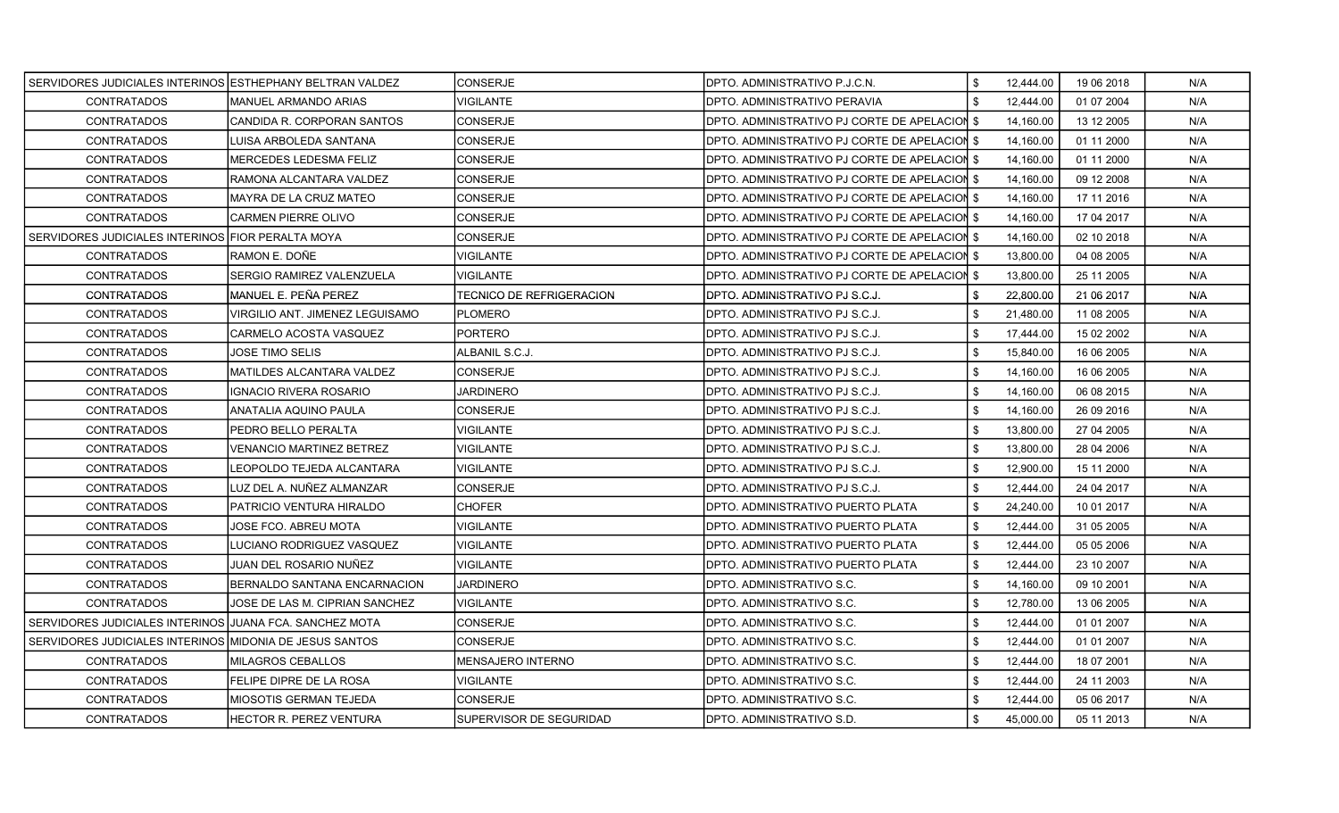| | | | | | | |
|---|---|---|---|---|---|---|
| SERVIDORES JUDICIALES INTERINOS | ESTHEPHANY BELTRAN VALDEZ | CONSERJE | DPTO. ADMINISTRATIVO P.J.C.N. | $ 12,444.00 | 19 06 2018 | N/A |
| CONTRATADOS | MANUEL ARMANDO ARIAS | VIGILANTE | DPTO. ADMINISTRATIVO PERAVIA | $ 12,444.00 | 01 07 2004 | N/A |
| CONTRATADOS | CANDIDA R. CORPORAN SANTOS | CONSERJE | DPTO. ADMINISTRATIVO PJ CORTE DE APELACION | $ 14,160.00 | 13 12 2005 | N/A |
| CONTRATADOS | LUISA ARBOLEDA SANTANA | CONSERJE | DPTO. ADMINISTRATIVO PJ CORTE DE APELACION | $ 14,160.00 | 01 11 2000 | N/A |
| CONTRATADOS | MERCEDES LEDESMA FELIZ | CONSERJE | DPTO. ADMINISTRATIVO PJ CORTE DE APELACION | $ 14,160.00 | 01 11 2000 | N/A |
| CONTRATADOS | RAMONA ALCANTARA VALDEZ | CONSERJE | DPTO. ADMINISTRATIVO PJ CORTE DE APELACION | $ 14,160.00 | 09 12 2008 | N/A |
| CONTRATADOS | MAYRA DE LA CRUZ MATEO | CONSERJE | DPTO. ADMINISTRATIVO PJ CORTE DE APELACION | $ 14,160.00 | 17 11 2016 | N/A |
| CONTRATADOS | CARMEN PIERRE OLIVO | CONSERJE | DPTO. ADMINISTRATIVO PJ CORTE DE APELACION | $ 14,160.00 | 17 04 2017 | N/A |
| SERVIDORES JUDICIALES INTERINOS | FIOR PERALTA MOYA | CONSERJE | DPTO. ADMINISTRATIVO PJ CORTE DE APELACION | $ 14,160.00 | 02 10 2018 | N/A |
| CONTRATADOS | RAMON E. DOÑE | VIGILANTE | DPTO. ADMINISTRATIVO PJ CORTE DE APELACION | $ 13,800.00 | 04 08 2005 | N/A |
| CONTRATADOS | SERGIO RAMIREZ VALENZUELA | VIGILANTE | DPTO. ADMINISTRATIVO PJ CORTE DE APELACION | $ 13,800.00 | 25 11 2005 | N/A |
| CONTRATADOS | MANUEL E. PEÑA PEREZ | TECNICO DE REFRIGERACION | DPTO. ADMINISTRATIVO PJ S.C.J. | $ 22,800.00 | 21 06 2017 | N/A |
| CONTRATADOS | VIRGILIO ANT. JIMENEZ LEGUISAMO | PLOMERO | DPTO. ADMINISTRATIVO PJ S.C.J. | $ 21,480.00 | 11 08 2005 | N/A |
| CONTRATADOS | CARMELO ACOSTA VASQUEZ | PORTERO | DPTO. ADMINISTRATIVO PJ S.C.J. | $ 17,444.00 | 15 02 2002 | N/A |
| CONTRATADOS | JOSE TIMO SELIS | ALBANIL S.C.J. | DPTO. ADMINISTRATIVO PJ S.C.J. | $ 15,840.00 | 16 06 2005 | N/A |
| CONTRATADOS | MATILDES ALCANTARA VALDEZ | CONSERJE | DPTO. ADMINISTRATIVO PJ S.C.J. | $ 14,160.00 | 16 06 2005 | N/A |
| CONTRATADOS | IGNACIO RIVERA ROSARIO | JARDINERO | DPTO. ADMINISTRATIVO PJ S.C.J. | $ 14,160.00 | 06 08 2015 | N/A |
| CONTRATADOS | ANATALIA AQUINO PAULA | CONSERJE | DPTO. ADMINISTRATIVO PJ S.C.J. | $ 14,160.00 | 26 09 2016 | N/A |
| CONTRATADOS | PEDRO BELLO PERALTA | VIGILANTE | DPTO. ADMINISTRATIVO PJ S.C.J. | $ 13,800.00 | 27 04 2005 | N/A |
| CONTRATADOS | VENANCIO MARTINEZ BETREZ | VIGILANTE | DPTO. ADMINISTRATIVO PJ S.C.J. | $ 13,800.00 | 28 04 2006 | N/A |
| CONTRATADOS | LEOPOLDO TEJEDA ALCANTARA | VIGILANTE | DPTO. ADMINISTRATIVO PJ S.C.J. | $ 12,900.00 | 15 11 2000 | N/A |
| CONTRATADOS | LUZ DEL A. NUÑEZ ALMANZAR | CONSERJE | DPTO. ADMINISTRATIVO PJ S.C.J. | $ 12,444.00 | 24 04 2017 | N/A |
| CONTRATADOS | PATRICIO VENTURA HIRALDO | CHOFER | DPTO. ADMINISTRATIVO PUERTO PLATA | $ 24,240.00 | 10 01 2017 | N/A |
| CONTRATADOS | JOSE FCO. ABREU MOTA | VIGILANTE | DPTO. ADMINISTRATIVO PUERTO PLATA | $ 12,444.00 | 31 05 2005 | N/A |
| CONTRATADOS | LUCIANO RODRIGUEZ VASQUEZ | VIGILANTE | DPTO. ADMINISTRATIVO PUERTO PLATA | $ 12,444.00 | 05 05 2006 | N/A |
| CONTRATADOS | JUAN DEL ROSARIO NUÑEZ | VIGILANTE | DPTO. ADMINISTRATIVO PUERTO PLATA | $ 12,444.00 | 23 10 2007 | N/A |
| CONTRATADOS | BERNALDO SANTANA ENCARNACION | JARDINERO | DPTO. ADMINISTRATIVO S.C. | $ 14,160.00 | 09 10 2001 | N/A |
| CONTRATADOS | JOSE DE LAS M. CIPRIAN SANCHEZ | VIGILANTE | DPTO. ADMINISTRATIVO S.C. | $ 12,780.00 | 13 06 2005 | N/A |
| SERVIDORES JUDICIALES INTERINOS | JUANA FCA. SANCHEZ MOTA | CONSERJE | DPTO. ADMINISTRATIVO S.C. | $ 12,444.00 | 01 01 2007 | N/A |
| SERVIDORES JUDICIALES INTERINOS | MIDONIA DE JESUS SANTOS | CONSERJE | DPTO. ADMINISTRATIVO S.C. | $ 12,444.00 | 01 01 2007 | N/A |
| CONTRATADOS | MILAGROS CEBALLOS | MENSAJERO INTERNO | DPTO. ADMINISTRATIVO S.C. | $ 12,444.00 | 18 07 2001 | N/A |
| CONTRATADOS | FELIPE DIPRE DE LA ROSA | VIGILANTE | DPTO. ADMINISTRATIVO S.C. | $ 12,444.00 | 24 11 2003 | N/A |
| CONTRATADOS | MIOSOTIS GERMAN TEJEDA | CONSERJE | DPTO. ADMINISTRATIVO S.C. | $ 12,444.00 | 05 06 2017 | N/A |
| CONTRATADOS | HECTOR R. PEREZ VENTURA | SUPERVISOR DE SEGURIDAD | DPTO. ADMINISTRATIVO S.D. | $ 45,000.00 | 05 11 2013 | N/A |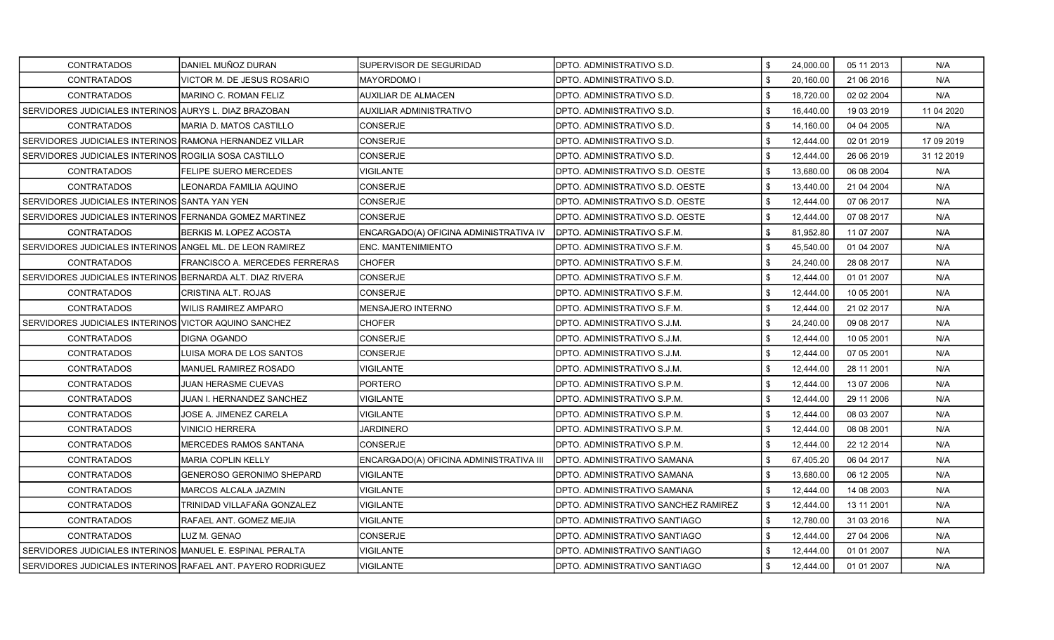| | | | | | | | |
|---|---|---|---|---|---|---|---|
| CONTRATADOS | DANIEL MUÑOZ DURAN | SUPERVISOR DE SEGURIDAD | DPTO. ADMINISTRATIVO S.D. | $ | 24,000.00 | 05 11 2013 | N/A |
| CONTRATADOS | VICTOR M. DE JESUS ROSARIO | MAYORDOMO I | DPTO. ADMINISTRATIVO S.D. | $ | 20,160.00 | 21 06 2016 | N/A |
| CONTRATADOS | MARINO C. ROMAN FELIZ | AUXILIAR DE ALMACEN | DPTO. ADMINISTRATIVO S.D. | $ | 18,720.00 | 02 02 2004 | N/A |
| SERVIDORES JUDICIALES INTERINOS | AURYS L. DIAZ BRAZOBAN | AUXILIAR ADMINISTRATIVO | DPTO. ADMINISTRATIVO S.D. | $ | 16,440.00 | 19 03 2019 | 11 04 2020 |
| CONTRATADOS | MARIA D. MATOS CASTILLO | CONSERJE | DPTO. ADMINISTRATIVO S.D. | $ | 14,160.00 | 04 04 2005 | N/A |
| SERVIDORES JUDICIALES INTERINOS | RAMONA HERNANDEZ VILLAR | CONSERJE | DPTO. ADMINISTRATIVO S.D. | $ | 12,444.00 | 02 01 2019 | 17 09 2019 |
| SERVIDORES JUDICIALES INTERINOS | ROGILIA SOSA CASTILLO | CONSERJE | DPTO. ADMINISTRATIVO S.D. | $ | 12,444.00 | 26 06 2019 | 31 12 2019 |
| CONTRATADOS | FELIPE SUERO MERCEDES | VIGILANTE | DPTO. ADMINISTRATIVO S.D. OESTE | $ | 13,680.00 | 06 08 2004 | N/A |
| CONTRATADOS | LEONARDA FAMILIA AQUINO | CONSERJE | DPTO. ADMINISTRATIVO S.D. OESTE | $ | 13,440.00 | 21 04 2004 | N/A |
| SERVIDORES JUDICIALES INTERINOS | SANTA YAN YEN | CONSERJE | DPTO. ADMINISTRATIVO S.D. OESTE | $ | 12,444.00 | 07 06 2017 | N/A |
| SERVIDORES JUDICIALES INTERINOS | FERNANDA GOMEZ MARTINEZ | CONSERJE | DPTO. ADMINISTRATIVO S.D. OESTE | $ | 12,444.00 | 07 08 2017 | N/A |
| CONTRATADOS | BERKIS M. LOPEZ ACOSTA | ENCARGADO(A) OFICINA ADMINISTRATIVA IV | DPTO. ADMINISTRATIVO S.F.M. | $ | 81,952.80 | 11 07 2007 | N/A |
| SERVIDORES JUDICIALES INTERINOS | ANGEL ML. DE LEON RAMIREZ | ENC. MANTENIMIENTO | DPTO. ADMINISTRATIVO S.F.M. | $ | 45,540.00 | 01 04 2007 | N/A |
| CONTRATADOS | FRANCISCO A. MERCEDES FERRERAS | CHOFER | DPTO. ADMINISTRATIVO S.F.M. | $ | 24,240.00 | 28 08 2017 | N/A |
| SERVIDORES JUDICIALES INTERINOS | BERNARDA ALT. DIAZ RIVERA | CONSERJE | DPTO. ADMINISTRATIVO S.F.M. | $ | 12,444.00 | 01 01 2007 | N/A |
| CONTRATADOS | CRISTINA ALT. ROJAS | CONSERJE | DPTO. ADMINISTRATIVO S.F.M. | $ | 12,444.00 | 10 05 2001 | N/A |
| CONTRATADOS | WILIS RAMIREZ AMPARO | MENSAJERO INTERNO | DPTO. ADMINISTRATIVO S.F.M. | $ | 12,444.00 | 21 02 2017 | N/A |
| SERVIDORES JUDICIALES INTERINOS | VICTOR AQUINO SANCHEZ | CHOFER | DPTO. ADMINISTRATIVO S.J.M. | $ | 24,240.00 | 09 08 2017 | N/A |
| CONTRATADOS | DIGNA OGANDO | CONSERJE | DPTO. ADMINISTRATIVO S.J.M. | $ | 12,444.00 | 10 05 2001 | N/A |
| CONTRATADOS | LUISA MORA DE LOS SANTOS | CONSERJE | DPTO. ADMINISTRATIVO S.J.M. | $ | 12,444.00 | 07 05 2001 | N/A |
| CONTRATADOS | MANUEL RAMIREZ ROSADO | VIGILANTE | DPTO. ADMINISTRATIVO S.J.M. | $ | 12,444.00 | 28 11 2001 | N/A |
| CONTRATADOS | JUAN HERASME CUEVAS | PORTERO | DPTO. ADMINISTRATIVO S.P.M. | $ | 12,444.00 | 13 07 2006 | N/A |
| CONTRATADOS | JUAN I. HERNANDEZ SANCHEZ | VIGILANTE | DPTO. ADMINISTRATIVO S.P.M. | $ | 12,444.00 | 29 11 2006 | N/A |
| CONTRATADOS | JOSE A. JIMENEZ CARELA | VIGILANTE | DPTO. ADMINISTRATIVO S.P.M. | $ | 12,444.00 | 08 03 2007 | N/A |
| CONTRATADOS | VINICIO HERRERA | JARDINERO | DPTO. ADMINISTRATIVO S.P.M. | $ | 12,444.00 | 08 08 2001 | N/A |
| CONTRATADOS | MERCEDES RAMOS SANTANA | CONSERJE | DPTO. ADMINISTRATIVO S.P.M. | $ | 12,444.00 | 22 12 2014 | N/A |
| CONTRATADOS | MARIA COPLIN KELLY | ENCARGADO(A) OFICINA ADMINISTRATIVA III | DPTO. ADMINISTRATIVO SAMANA | $ | 67,405.20 | 06 04 2017 | N/A |
| CONTRATADOS | GENEROSO GERONIMO SHEPARD | VIGILANTE | DPTO. ADMINISTRATIVO SAMANA | $ | 13,680.00 | 06 12 2005 | N/A |
| CONTRATADOS | MARCOS ALCALA JAZMIN | VIGILANTE | DPTO. ADMINISTRATIVO SAMANA | $ | 12,444.00 | 14 08 2003 | N/A |
| CONTRATADOS | TRINIDAD VILLAFAÑA GONZALEZ | VIGILANTE | DPTO. ADMINISTRATIVO SANCHEZ RAMIREZ | $ | 12,444.00 | 13 11 2001 | N/A |
| CONTRATADOS | RAFAEL ANT. GOMEZ MEJIA | VIGILANTE | DPTO. ADMINISTRATIVO SANTIAGO | $ | 12,780.00 | 31 03 2016 | N/A |
| CONTRATADOS | LUZ M. GENAO | CONSERJE | DPTO. ADMINISTRATIVO SANTIAGO | $ | 12,444.00 | 27 04 2006 | N/A |
| SERVIDORES JUDICIALES INTERINOS | MANUEL E. ESPINAL PERALTA | VIGILANTE | DPTO. ADMINISTRATIVO SANTIAGO | $ | 12,444.00 | 01 01 2007 | N/A |
| SERVIDORES JUDICIALES INTERINOS | RAFAEL ANT. PAYERO RODRIGUEZ | VIGILANTE | DPTO. ADMINISTRATIVO SANTIAGO | $ | 12,444.00 | 01 01 2007 | N/A |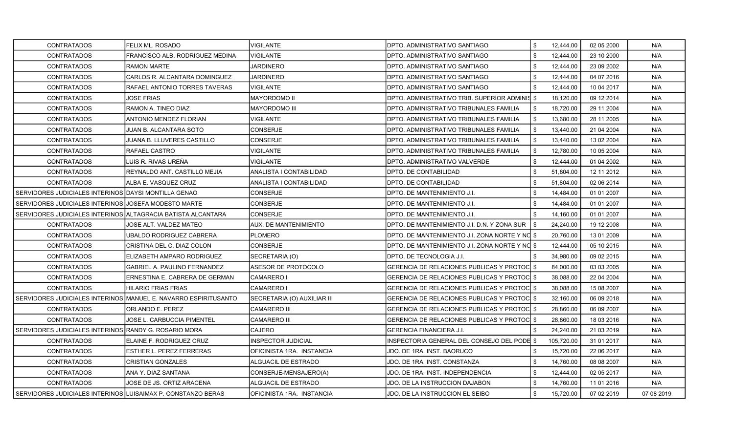| | | | | | | | |
|---|---|---|---|---|---|---|---|
| CONTRATADOS | FELIX ML. ROSADO | VIGILANTE | DPTO. ADMINISTRATIVO SANTIAGO | $ | 12,444.00 | 02 05 2000 | N/A |
| CONTRATADOS | FRANCISCO ALB. RODRIGUEZ MEDINA | VIGILANTE | DPTO. ADMINISTRATIVO SANTIAGO | $ | 12,444.00 | 23 10 2000 | N/A |
| CONTRATADOS | RAMON MARTE | JARDINERO | DPTO. ADMINISTRATIVO SANTIAGO | $ | 12,444.00 | 23 09 2002 | N/A |
| CONTRATADOS | CARLOS R. ALCANTARA DOMINGUEZ | JARDINERO | DPTO. ADMINISTRATIVO SANTIAGO | $ | 12,444.00 | 04 07 2016 | N/A |
| CONTRATADOS | RAFAEL ANTONIO TORRES TAVERAS | VIGILANTE | DPTO. ADMINISTRATIVO SANTIAGO | $ | 12,444.00 | 10 04 2017 | N/A |
| CONTRATADOS | JOSE FRIAS | MAYORDOMO II | DPTO. ADMINISTRATIVO TRIB. SUPERIOR ADMINIS | $ | 18,120.00 | 09 12 2014 | N/A |
| CONTRATADOS | RAMON A. TINEO DIAZ | MAYORDOMO III | DPTO. ADMINISTRATIVO TRIBUNALES FAMILIA | $ | 18,720.00 | 29 11 2004 | N/A |
| CONTRATADOS | ANTONIO MENDEZ FLORIAN | VIGILANTE | DPTO. ADMINISTRATIVO TRIBUNALES FAMILIA | $ | 13,680.00 | 28 11 2005 | N/A |
| CONTRATADOS | JUAN B. ALCANTARA SOTO | CONSERJE | DPTO. ADMINISTRATIVO TRIBUNALES FAMILIA | $ | 13,440.00 | 21 04 2004 | N/A |
| CONTRATADOS | JUANA B. LLUVERES CASTILLO | CONSERJE | DPTO. ADMINISTRATIVO TRIBUNALES FAMILIA | $ | 13,440.00 | 13 02 2004 | N/A |
| CONTRATADOS | RAFAEL CASTRO | VIGILANTE | DPTO. ADMINISTRATIVO TRIBUNALES FAMILIA | $ | 12,780.00 | 10 05 2004 | N/A |
| CONTRATADOS | LUIS R. RIVAS UREÑA | VIGILANTE | DPTO. ADMINISTRATIVO VALVERDE | $ | 12,444.00 | 01 04 2002 | N/A |
| CONTRATADOS | REYNALDO ANT. CASTILLO MEJIA | ANALISTA I CONTABILIDAD | DPTO. DE CONTABILIDAD | $ | 51,804.00 | 12 11 2012 | N/A |
| CONTRATADOS | ALBA E. VASQUEZ CRUZ | ANALISTA I CONTABILIDAD | DPTO. DE CONTABILIDAD | $ | 51,804.00 | 02 06 2014 | N/A |
| SERVIDORES JUDICIALES INTERINOS | DAYSI MONTILLA GENAO | CONSERJE | DPTO. DE MANTENIMIENTO J.I. | $ | 14,484.00 | 01 01 2007 | N/A |
| SERVIDORES JUDICIALES INTERINOS | JOSEFA MODESTO MARTE | CONSERJE | DPTO. DE MANTENIMIENTO J.I. | $ | 14,484.00 | 01 01 2007 | N/A |
| SERVIDORES JUDICIALES INTERINOS | ALTAGRACIA BATISTA ALCANTARA | CONSERJE | DPTO. DE MANTENIMIENTO J.I. | $ | 14,160.00 | 01 01 2007 | N/A |
| CONTRATADOS | JOSE ALT. VALDEZ MATEO | AUX. DE MANTENIMIENTO | DPTO. DE MANTENIMIENTO J.I. D.N. Y ZONA SUR | $ | 24,240.00 | 19 12 2008 | N/A |
| CONTRATADOS | UBALDO RODRIGUEZ CABRERA | PLOMERO | DPTO. DE MANTENIMIENTO J.I. ZONA NORTE Y NO | $ | 20,760.00 | 13 01 2009 | N/A |
| CONTRATADOS | CRISTINA DEL C. DIAZ COLON | CONSERJE | DPTO. DE MANTENIMIENTO J.I. ZONA NORTE Y NO | $ | 12,444.00 | 05 10 2015 | N/A |
| CONTRATADOS | ELIZABETH AMPARO RODRIGUEZ | SECRETARIA (O) | DPTO. DE TECNOLOGIA J.I. | $ | 34,980.00 | 09 02 2015 | N/A |
| CONTRATADOS | GABRIEL A. PAULINO FERNANDEZ | ASESOR DE PROTOCOLO | GERENCIA DE RELACIONES PUBLICAS Y PROTOC | $ | 84,000.00 | 03 03 2005 | N/A |
| CONTRATADOS | ERNESTINA E. CABRERA DE GERMAN | CAMARERO I | GERENCIA DE RELACIONES PUBLICAS Y PROTOC | $ | 38,088.00 | 22 04 2004 | N/A |
| CONTRATADOS | HILARIO FRIAS FRIAS | CAMARERO I | GERENCIA DE RELACIONES PUBLICAS Y PROTOC | $ | 38,088.00 | 15 08 2007 | N/A |
| SERVIDORES JUDICIALES INTERINOS | MANUEL E. NAVARRO ESPIRITUSANTO | SECRETARIA (O) AUXILIAR III | GERENCIA DE RELACIONES PUBLICAS Y PROTOC | $ | 32,160.00 | 06 09 2018 | N/A |
| CONTRATADOS | ORLANDO E. PEREZ | CAMARERO III | GERENCIA DE RELACIONES PUBLICAS Y PROTOC | $ | 28,860.00 | 06 09 2007 | N/A |
| CONTRATADOS | JOSE L. CARBUCCIA PIMENTEL | CAMARERO III | GERENCIA DE RELACIONES PUBLICAS Y PROTOC | $ | 28,860.00 | 18 03 2016 | N/A |
| SERVIDORES JUDICIALES INTERINOS | RANDY G. ROSARIO MORA | CAJERO | GERENCIA FINANCIERA J.I. | $ | 24,240.00 | 21 03 2019 | N/A |
| CONTRATADOS | ELAINE F. RODRIGUEZ CRUZ | INSPECTOR JUDICIAL | INSPECTORIA GENERAL DEL CONSEJO DEL PODE | $ | 105,720.00 | 31 01 2017 | N/A |
| CONTRATADOS | ESTHER L. PEREZ FERRERAS | OFICINISTA 1RA. INSTANCIA | JDO. DE 1RA. INST. BAORUCO | $ | 15,720.00 | 22 06 2017 | N/A |
| CONTRATADOS | CRISTIAN GONZALES | ALGUACIL DE ESTRADO | JDO. DE 1RA. INST. CONSTANZA | $ | 14,760.00 | 08 08 2007 | N/A |
| CONTRATADOS | ANA Y. DIAZ SANTANA | CONSERJE-MENSAJERO(A) | JDO. DE 1RA. INST. INDEPENDENCIA | $ | 12,444.00 | 02 05 2017 | N/A |
| CONTRATADOS | JOSE DE JS. ORTIZ ARACENA | ALGUACIL DE ESTRADO | JDO. DE LA INSTRUCCION DAJABON | $ | 14,760.00 | 11 01 2016 | N/A |
| SERVIDORES JUDICIALES INTERINOS | LUISAIMAX P. CONSTANZO BERAS | OFICINISTA 1RA. INSTANCIA | JDO. DE LA INSTRUCCION EL SEIBO | $ | 15,720.00 | 07 02 2019 | 07 08 2019 |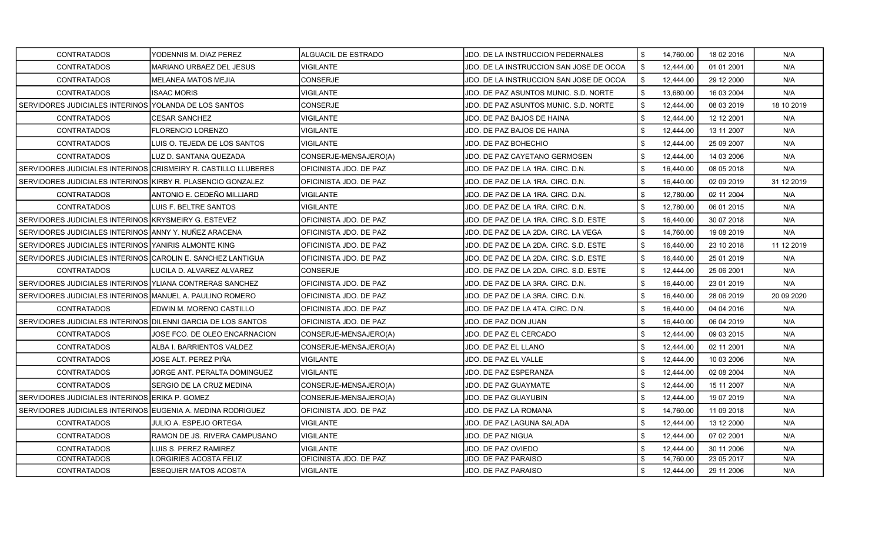| | | | | | | |
|---|---|---|---|---|---|---|
| CONTRATADOS | YODENNIS M. DIAZ PEREZ | ALGUACIL DE ESTRADO | JDO. DE LA INSTRUCCION PEDERNALES | $ 14,760.00 | 18 02 2016 | N/A |
| CONTRATADOS | MARIANO URBAEZ DEL JESUS | VIGILANTE | JDO. DE LA INSTRUCCION SAN JOSE DE OCOA | $ 12,444.00 | 01 01 2001 | N/A |
| CONTRATADOS | MELANEA MATOS MEJIA | CONSERJE | JDO. DE LA INSTRUCCION SAN JOSE DE OCOA | $ 12,444.00 | 29 12 2000 | N/A |
| CONTRATADOS | ISAAC MORIS | VIGILANTE | JDO. DE PAZ ASUNTOS MUNIC. S.D. NORTE | $ 13,680.00 | 16 03 2004 | N/A |
| SERVIDORES JUDICIALES INTERINOS | YOLANDA DE LOS SANTOS | CONSERJE | JDO. DE PAZ ASUNTOS MUNIC. S.D. NORTE | $ 12,444.00 | 08 03 2019 | 18 10 2019 |
| CONTRATADOS | CESAR SANCHEZ | VIGILANTE | JDO. DE PAZ BAJOS DE HAINA | $ 12,444.00 | 12 12 2001 | N/A |
| CONTRATADOS | FLORENCIO LORENZO | VIGILANTE | JDO. DE PAZ BAJOS DE HAINA | $ 12,444.00 | 13 11 2007 | N/A |
| CONTRATADOS | LUIS O. TEJEDA DE LOS SANTOS | VIGILANTE | JDO. DE PAZ BOHECHIO | $ 12,444.00 | 25 09 2007 | N/A |
| CONTRATADOS | LUZ D. SANTANA QUEZADA | CONSERJE-MENSAJERO(A) | JDO. DE PAZ CAYETANO GERMOSEN | $ 12,444.00 | 14 03 2006 | N/A |
| SERVIDORES JUDICIALES INTERINOS | CRISMEIRY G. CASTILLO LLUBERES | OFICINISTA JDO. DE PAZ | JDO. DE PAZ DE LA 1RA. CIRC. D.N. | $ 16,440.00 | 08 05 2018 | N/A |
| SERVIDORES JUDICIALES INTERINOS | KIRBY R. PLASENCIO GONZALEZ | OFICINISTA JDO. DE PAZ | JDO. DE PAZ DE LA 1RA. CIRC. D.N. | $ 16,440.00 | 02 09 2019 | 31 12 2019 |
| CONTRATADOS | ANTONIO E. CEDEÑO MILLIARD | VIGILANTE | JDO. DE PAZ DE LA 1RA. CIRC. D.N. | $ 12,780.00 | 02 11 2004 | N/A |
| CONTRATADOS | LUIS F. BELTRE SANTOS | VIGILANTE | JDO. DE PAZ DE LA 1RA. CIRC. D.N. | $ 12,780.00 | 06 01 2015 | N/A |
| SERVIDORES JUDICIALES INTERINOS | KRYSMEIRY G. ESTEVEZ | OFICINISTA JDO. DE PAZ | JDO. DE PAZ DE LA 1RA. CIRC. S.D. ESTE | $ 16,440.00 | 30 07 2018 | N/A |
| SERVIDORES JUDICIALES INTERINOS | ANNY Y. NUÑEZ ARACENA | OFICINISTA JDO. DE PAZ | JDO. DE PAZ DE LA 2DA. CIRC. LA VEGA | $ 14,760.00 | 19 08 2019 | N/A |
| SERVIDORES JUDICIALES INTERINOS | YANIRIS ALMONTE KING | OFICINISTA JDO. DE PAZ | JDO. DE PAZ DE LA 2DA. CIRC. S.D. ESTE | $ 16,440.00 | 23 10 2018 | 11 12 2019 |
| SERVIDORES JUDICIALES INTERINOS | CAROLIN E. SANCHEZ LANTIGUA | OFICINISTA JDO. DE PAZ | JDO. DE PAZ DE LA 2DA. CIRC. S.D. ESTE | $ 16,440.00 | 25 01 2019 | N/A |
| CONTRATADOS | LUCILA D. ALVAREZ ALVAREZ | CONSERJE | JDO. DE PAZ DE LA 2DA. CIRC. S.D. ESTE | $ 12,444.00 | 25 06 2001 | N/A |
| SERVIDORES JUDICIALES INTERINOS | YLIANA CONTRERAS SANCHEZ | OFICINISTA JDO. DE PAZ | JDO. DE PAZ DE LA 3RA. CIRC. D.N. | $ 16,440.00 | 23 01 2019 | N/A |
| SERVIDORES JUDICIALES INTERINOS | MANUEL A. PAULINO ROMERO | OFICINISTA JDO. DE PAZ | JDO. DE PAZ DE LA 3RA. CIRC. D.N. | $ 16,440.00 | 28 06 2019 | 20 09 2020 |
| CONTRATADOS | EDWIN M. MORENO CASTILLO | OFICINISTA JDO. DE PAZ | JDO. DE PAZ DE LA 4TA. CIRC. D.N. | $ 16,440.00 | 04 04 2016 | N/A |
| SERVIDORES JUDICIALES INTERINOS | DILENNI GARCIA DE LOS SANTOS | OFICINISTA JDO. DE PAZ | JDO. DE PAZ DON JUAN | $ 16,440.00 | 06 04 2019 | N/A |
| CONTRATADOS | JOSE FCO. DE OLEO ENCARNACION | CONSERJE-MENSAJERO(A) | JDO. DE PAZ EL CERCADO | $ 12,444.00 | 09 03 2015 | N/A |
| CONTRATADOS | ALBA I. BARRIENTOS VALDEZ | CONSERJE-MENSAJERO(A) | JDO. DE PAZ EL LLANO | $ 12,444.00 | 02 11 2001 | N/A |
| CONTRATADOS | JOSE ALT. PEREZ PIÑA | VIGILANTE | JDO. DE PAZ EL VALLE | $ 12,444.00 | 10 03 2006 | N/A |
| CONTRATADOS | JORGE ANT. PERALTA DOMINGUEZ | VIGILANTE | JDO. DE PAZ ESPERANZA | $ 12,444.00 | 02 08 2004 | N/A |
| CONTRATADOS | SERGIO DE LA CRUZ MEDINA | CONSERJE-MENSAJERO(A) | JDO. DE PAZ GUAYMATE | $ 12,444.00 | 15 11 2007 | N/A |
| SERVIDORES JUDICIALES INTERINOS | ERIKA P. GOMEZ | CONSERJE-MENSAJERO(A) | JDO. DE PAZ GUAYUBIN | $ 12,444.00 | 19 07 2019 | N/A |
| SERVIDORES JUDICIALES INTERINOS | EUGENIA A. MEDINA RODRIGUEZ | OFICINISTA JDO. DE PAZ | JDO. DE PAZ LA ROMANA | $ 14,760.00 | 11 09 2018 | N/A |
| CONTRATADOS | JULIO A. ESPEJO ORTEGA | VIGILANTE | JDO. DE PAZ LAGUNA SALADA | $ 12,444.00 | 13 12 2000 | N/A |
| CONTRATADOS | RAMON DE JS. RIVERA CAMPUSANO | VIGILANTE | JDO. DE PAZ NIGUA | $ 12,444.00 | 07 02 2001 | N/A |
| CONTRATADOS | LUIS S. PEREZ RAMIREZ | VIGILANTE | JDO. DE PAZ OVIEDO | $ 12,444.00 | 30 11 2006 | N/A |
| CONTRATADOS | LORGIRIES ACOSTA FELIZ | OFICINISTA JDO. DE PAZ | JDO. DE PAZ PARAISO | $ 14,760.00 | 23 05 2017 | N/A |
| CONTRATADOS | ESEQUIER MATOS ACOSTA | VIGILANTE | JDO. DE PAZ PARAISO | $ 12,444.00 | 29 11 2006 | N/A |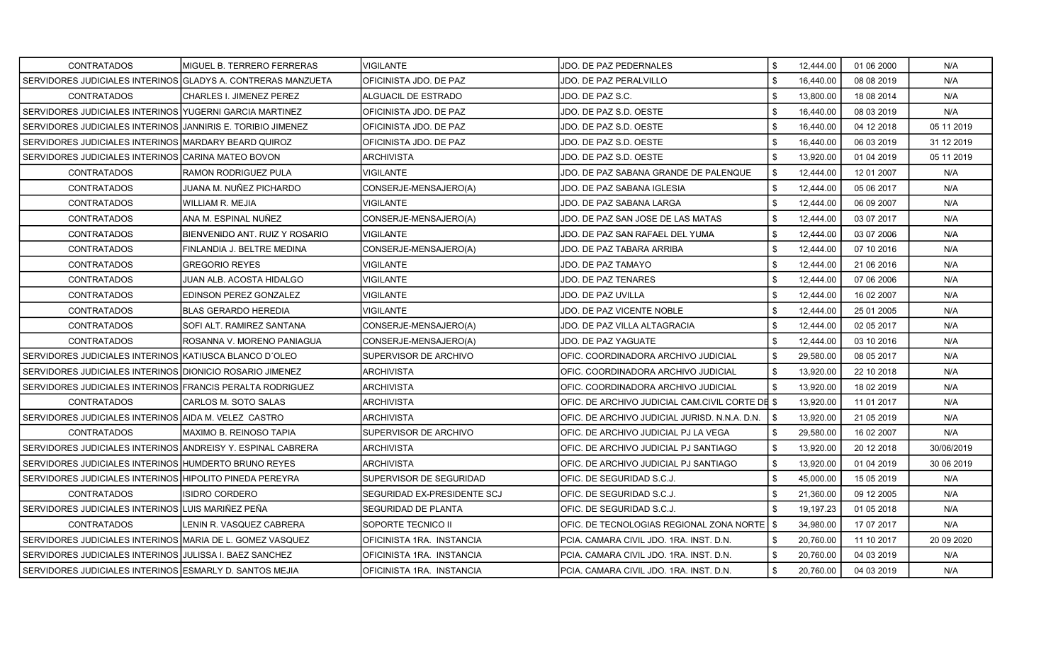| | | | | | | | |
|---|---|---|---|---|---|---|---|
| CONTRATADOS | MIGUEL B. TERRERO FERRERAS | VIGILANTE | JDO. DE PAZ PEDERNALES | $ | 12,444.00 | 01 06 2000 | N/A |
| SERVIDORES JUDICIALES INTERINOS | GLADYS A. CONTRERAS MANZUETA | OFICINISTA JDO. DE PAZ | JDO. DE PAZ PERALVILLO | $ | 16,440.00 | 08 08 2019 | N/A |
| CONTRATADOS | CHARLES I. JIMENEZ PEREZ | ALGUACIL DE ESTRADO | JDO. DE PAZ S.C. | $ | 13,800.00 | 18 08 2014 | N/A |
| SERVIDORES JUDICIALES INTERINOS | YUGERNI GARCIA MARTINEZ | OFICINISTA JDO. DE PAZ | JDO. DE PAZ S.D. OESTE | $ | 16,440.00 | 08 03 2019 | N/A |
| SERVIDORES JUDICIALES INTERINOS | JANNIRIS E. TORIBIO JIMENEZ | OFICINISTA JDO. DE PAZ | JDO. DE PAZ S.D. OESTE | $ | 16,440.00 | 04 12 2018 | 05 11 2019 |
| SERVIDORES JUDICIALES INTERINOS | MARDARY BEARD QUIROZ | OFICINISTA JDO. DE PAZ | JDO. DE PAZ S.D. OESTE | $ | 16,440.00 | 06 03 2019 | 31 12 2019 |
| SERVIDORES JUDICIALES INTERINOS | CARINA MATEO BOVON | ARCHIVISTA | JDO. DE PAZ S.D. OESTE | $ | 13,920.00 | 01 04 2019 | 05 11 2019 |
| CONTRATADOS | RAMON RODRIGUEZ PULA | VIGILANTE | JDO. DE PAZ SABANA GRANDE DE PALENQUE | $ | 12,444.00 | 12 01 2007 | N/A |
| CONTRATADOS | JUANA M. NUÑEZ PICHARDO | CONSERJE-MENSAJERO(A) | JDO. DE PAZ SABANA IGLESIA | $ | 12,444.00 | 05 06 2017 | N/A |
| CONTRATADOS | WILLIAM R. MEJIA | VIGILANTE | JDO. DE PAZ SABANA LARGA | $ | 12,444.00 | 06 09 2007 | N/A |
| CONTRATADOS | ANA M. ESPINAL NUÑEZ | CONSERJE-MENSAJERO(A) | JDO. DE PAZ SAN JOSE DE LAS MATAS | $ | 12,444.00 | 03 07 2017 | N/A |
| CONTRATADOS | BIENVENIDO ANT. RUIZ Y ROSARIO | VIGILANTE | JDO. DE PAZ SAN RAFAEL DEL YUMA | $ | 12,444.00 | 03 07 2006 | N/A |
| CONTRATADOS | FINLANDIA J. BELTRE MEDINA | CONSERJE-MENSAJERO(A) | JDO. DE PAZ TABARA ARRIBA | $ | 12,444.00 | 07 10 2016 | N/A |
| CONTRATADOS | GREGORIO REYES | VIGILANTE | JDO. DE PAZ TAMAYO | $ | 12,444.00 | 21 06 2016 | N/A |
| CONTRATADOS | JUAN ALB. ACOSTA HIDALGO | VIGILANTE | JDO. DE PAZ TENARES | $ | 12,444.00 | 07 06 2006 | N/A |
| CONTRATADOS | EDINSON PEREZ GONZALEZ | VIGILANTE | JDO. DE PAZ UVILLA | $ | 12,444.00 | 16 02 2007 | N/A |
| CONTRATADOS | BLAS GERARDO HEREDIA | VIGILANTE | JDO. DE PAZ VICENTE NOBLE | $ | 12,444.00 | 25 01 2005 | N/A |
| CONTRATADOS | SOFI ALT. RAMIREZ SANTANA | CONSERJE-MENSAJERO(A) | JDO. DE PAZ VILLA ALTAGRACIA | $ | 12,444.00 | 02 05 2017 | N/A |
| CONTRATADOS | ROSANNA V. MORENO PANIAGUA | CONSERJE-MENSAJERO(A) | JDO. DE PAZ YAGUATE | $ | 12,444.00 | 03 10 2016 | N/A |
| SERVIDORES JUDICIALES INTERINOS | KATIUSCA BLANCO D´OLEO | SUPERVISOR DE ARCHIVO | OFIC. COORDINADORA ARCHIVO JUDICIAL | $ | 29,580.00 | 08 05 2017 | N/A |
| SERVIDORES JUDICIALES INTERINOS | DIONICIO ROSARIO JIMENEZ | ARCHIVISTA | OFIC. COORDINADORA ARCHIVO JUDICIAL | $ | 13,920.00 | 22 10 2018 | N/A |
| SERVIDORES JUDICIALES INTERINOS | FRANCIS PERALTA RODRIGUEZ | ARCHIVISTA | OFIC. COORDINADORA ARCHIVO JUDICIAL | $ | 13,920.00 | 18 02 2019 | N/A |
| CONTRATADOS | CARLOS M. SOTO SALAS | ARCHIVISTA | OFIC. DE ARCHIVO JUDICIAL CAM.CIVIL CORTE DE | $ | 13,920.00 | 11 01 2017 | N/A |
| SERVIDORES JUDICIALES INTERINOS | AIDA M. VELEZ CASTRO | ARCHIVISTA | OFIC. DE ARCHIVO JUDICIAL JURISD. N.N.A. D.N. | $ | 13,920.00 | 21 05 2019 | N/A |
| CONTRATADOS | MAXIMO B. REINOSO TAPIA | SUPERVISOR DE ARCHIVO | OFIC. DE ARCHIVO JUDICIAL PJ LA VEGA | $ | 29,580.00 | 16 02 2007 | N/A |
| SERVIDORES JUDICIALES INTERINOS | ANDREISY Y. ESPINAL CABRERA | ARCHIVISTA | OFIC. DE ARCHIVO JUDICIAL PJ SANTIAGO | $ | 13,920.00 | 20 12 2018 | 30/06/2019 |
| SERVIDORES JUDICIALES INTERINOS | HUMDERTO BRUNO REYES | ARCHIVISTA | OFIC. DE ARCHIVO JUDICIAL PJ SANTIAGO | $ | 13,920.00 | 01 04 2019 | 30 06 2019 |
| SERVIDORES JUDICIALES INTERINOS | HIPOLITO PINEDA PEREYRA | SUPERVISOR DE SEGURIDAD | OFIC. DE SEGURIDAD S.C.J. | $ | 45,000.00 | 15 05 2019 | N/A |
| CONTRATADOS | ISIDRO CORDERO | SEGURIDAD EX-PRESIDENTE SCJ | OFIC. DE SEGURIDAD S.C.J. | $ | 21,360.00 | 09 12 2005 | N/A |
| SERVIDORES JUDICIALES INTERINOS | LUIS MARIÑEZ PEÑA | SEGURIDAD DE PLANTA | OFIC. DE SEGURIDAD S.C.J. | $ | 19,197.23 | 01 05 2018 | N/A |
| CONTRATADOS | LENIN R. VASQUEZ CABRERA | SOPORTE TECNICO II | OFIC. DE TECNOLOGIAS REGIONAL ZONA NORTE | $ | 34,980.00 | 17 07 2017 | N/A |
| SERVIDORES JUDICIALES INTERINOS | MARIA DE L. GOMEZ VASQUEZ | OFICINISTA 1RA. INSTANCIA | PCIA. CAMARA CIVIL JDO. 1RA. INST. D.N. | $ | 20,760.00 | 11 10 2017 | 20 09 2020 |
| SERVIDORES JUDICIALES INTERINOS | JULISSA I. BAEZ SANCHEZ | OFICINISTA 1RA. INSTANCIA | PCIA. CAMARA CIVIL JDO. 1RA. INST. D.N. | $ | 20,760.00 | 04 03 2019 | N/A |
| SERVIDORES JUDICIALES INTERINOS | ESMARLY D. SANTOS MEJIA | OFICINISTA 1RA. INSTANCIA | PCIA. CAMARA CIVIL JDO. 1RA. INST. D.N. | $ | 20,760.00 | 04 03 2019 | N/A |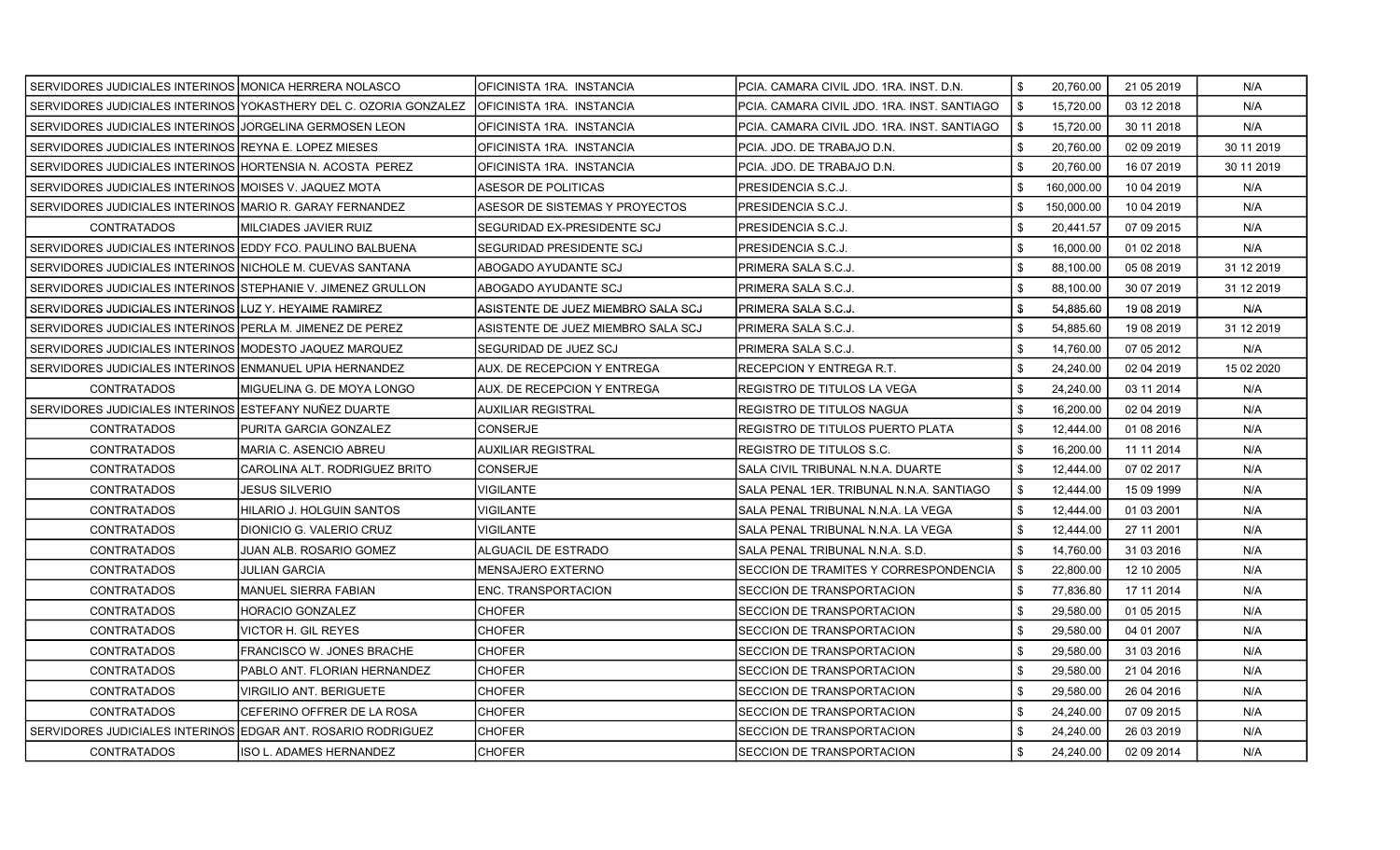| | | | | | | | |
|---|---|---|---|---|---|---|---|
| SERVIDORES JUDICIALES INTERINOS | MONICA HERRERA NOLASCO | OFICINISTA 1RA. INSTANCIA | PCIA. CAMARA CIVIL JDO. 1RA. INST. D.N. | $ | 20,760.00 | 21 05 2019 | N/A |
| SERVIDORES JUDICIALES INTERINOS | YOKASTHERY DEL C. OZORIA GONZALEZ | OFICINISTA 1RA. INSTANCIA | PCIA. CAMARA CIVIL JDO. 1RA. INST. SANTIAGO | $ | 15,720.00 | 03 12 2018 | N/A |
| SERVIDORES JUDICIALES INTERINOS | JORGELINA GERMOSEN LEON | OFICINISTA 1RA. INSTANCIA | PCIA. CAMARA CIVIL JDO. 1RA. INST. SANTIAGO | $ | 15,720.00 | 30 11 2018 | N/A |
| SERVIDORES JUDICIALES INTERINOS | REYNA E. LOPEZ MIESES | OFICINISTA 1RA. INSTANCIA | PCIA. JDO. DE TRABAJO D.N. | $ | 20,760.00 | 02 09 2019 | 30 11 2019 |
| SERVIDORES JUDICIALES INTERINOS | HORTENSIA N. ACOSTA PEREZ | OFICINISTA 1RA. INSTANCIA | PCIA. JDO. DE TRABAJO D.N. | $ | 20,760.00 | 16 07 2019 | 30 11 2019 |
| SERVIDORES JUDICIALES INTERINOS | MOISES V. JAQUEZ MOTA | ASESOR DE POLITICAS | PRESIDENCIA S.C.J. | $ | 160,000.00 | 10 04 2019 | N/A |
| SERVIDORES JUDICIALES INTERINOS | MARIO R. GARAY FERNANDEZ | ASESOR DE SISTEMAS Y PROYECTOS | PRESIDENCIA S.C.J. | $ | 150,000.00 | 10 04 2019 | N/A |
| CONTRATADOS | MILCIADES JAVIER RUIZ | SEGURIDAD EX-PRESIDENTE SCJ | PRESIDENCIA S.C.J. | $ | 20,441.57 | 07 09 2015 | N/A |
| SERVIDORES JUDICIALES INTERINOS | EDDY FCO. PAULINO BALBUENA | SEGURIDAD PRESIDENTE SCJ | PRESIDENCIA S.C.J. | $ | 16,000.00 | 01 02 2018 | N/A |
| SERVIDORES JUDICIALES INTERINOS | NICHOLE M. CUEVAS SANTANA | ABOGADO AYUDANTE SCJ | PRIMERA SALA S.C.J. | $ | 88,100.00 | 05 08 2019 | 31 12 2019 |
| SERVIDORES JUDICIALES INTERINOS | STEPHANIE V. JIMENEZ GRULLON | ABOGADO AYUDANTE SCJ | PRIMERA SALA S.C.J. | $ | 88,100.00 | 30 07 2019 | 31 12 2019 |
| SERVIDORES JUDICIALES INTERINOS | LUZ Y. HEYAIME RAMIREZ | ASISTENTE DE JUEZ MIEMBRO SALA SCJ | PRIMERA SALA S.C.J. | $ | 54,885.60 | 19 08 2019 | N/A |
| SERVIDORES JUDICIALES INTERINOS | PERLA M. JIMENEZ DE PEREZ | ASISTENTE DE JUEZ MIEMBRO SALA SCJ | PRIMERA SALA S.C.J. | $ | 54,885.60 | 19 08 2019 | 31 12 2019 |
| SERVIDORES JUDICIALES INTERINOS | MODESTO JAQUEZ MARQUEZ | SEGURIDAD DE JUEZ SCJ | PRIMERA SALA S.C.J. | $ | 14,760.00 | 07 05 2012 | N/A |
| SERVIDORES JUDICIALES INTERINOS | ENMANUEL UPIA HERNANDEZ | AUX. DE RECEPCION Y ENTREGA | RECEPCION Y ENTREGA R.T. | $ | 24,240.00 | 02 04 2019 | 15 02 2020 |
| CONTRATADOS | MIGUELINA G. DE MOYA LONGO | AUX. DE RECEPCION Y ENTREGA | REGISTRO DE TITULOS LA VEGA | $ | 24,240.00 | 03 11 2014 | N/A |
| SERVIDORES JUDICIALES INTERINOS | ESTEFANY NUÑEZ DUARTE | AUXILIAR REGISTRAL | REGISTRO DE TITULOS NAGUA | $ | 16,200.00 | 02 04 2019 | N/A |
| CONTRATADOS | PURITA GARCIA GONZALEZ | CONSERJE | REGISTRO DE TITULOS PUERTO PLATA | $ | 12,444.00 | 01 08 2016 | N/A |
| CONTRATADOS | MARIA C. ASENCIO ABREU | AUXILIAR REGISTRAL | REGISTRO DE TITULOS S.C. | $ | 16,200.00 | 11 11 2014 | N/A |
| CONTRATADOS | CAROLINA ALT. RODRIGUEZ BRITO | CONSERJE | SALA CIVIL TRIBUNAL N.N.A. DUARTE | $ | 12,444.00 | 07 02 2017 | N/A |
| CONTRATADOS | JESUS SILVERIO | VIGILANTE | SALA PENAL 1ER. TRIBUNAL N.N.A. SANTIAGO | $ | 12,444.00 | 15 09 1999 | N/A |
| CONTRATADOS | HILARIO J. HOLGUIN SANTOS | VIGILANTE | SALA PENAL TRIBUNAL N.N.A. LA VEGA | $ | 12,444.00 | 01 03 2001 | N/A |
| CONTRATADOS | DIONICIO G. VALERIO CRUZ | VIGILANTE | SALA PENAL TRIBUNAL N.N.A. LA VEGA | $ | 12,444.00 | 27 11 2001 | N/A |
| CONTRATADOS | JUAN ALB. ROSARIO GOMEZ | ALGUACIL DE ESTRADO | SALA PENAL TRIBUNAL N.N.A. S.D. | $ | 14,760.00 | 31 03 2016 | N/A |
| CONTRATADOS | JULIAN GARCIA | MENSAJERO EXTERNO | SECCION DE TRAMITES Y CORRESPONDENCIA | $ | 22,800.00 | 12 10 2005 | N/A |
| CONTRATADOS | MANUEL SIERRA FABIAN | ENC. TRANSPORTACION | SECCION DE TRANSPORTACION | $ | 77,836.80 | 17 11 2014 | N/A |
| CONTRATADOS | HORACIO GONZALEZ | CHOFER | SECCION DE TRANSPORTACION | $ | 29,580.00 | 01 05 2015 | N/A |
| CONTRATADOS | VICTOR H. GIL REYES | CHOFER | SECCION DE TRANSPORTACION | $ | 29,580.00 | 04 01 2007 | N/A |
| CONTRATADOS | FRANCISCO W. JONES BRACHE | CHOFER | SECCION DE TRANSPORTACION | $ | 29,580.00 | 31 03 2016 | N/A |
| CONTRATADOS | PABLO ANT. FLORIAN HERNANDEZ | CHOFER | SECCION DE TRANSPORTACION | $ | 29,580.00 | 21 04 2016 | N/A |
| CONTRATADOS | VIRGILIO ANT. BERIGUETE | CHOFER | SECCION DE TRANSPORTACION | $ | 29,580.00 | 26 04 2016 | N/A |
| CONTRATADOS | CEFERINO OFFRER DE LA ROSA | CHOFER | SECCION DE TRANSPORTACION | $ | 24,240.00 | 07 09 2015 | N/A |
| SERVIDORES JUDICIALES INTERINOS | EDGAR ANT. ROSARIO RODRIGUEZ | CHOFER | SECCION DE TRANSPORTACION | $ | 24,240.00 | 26 03 2019 | N/A |
| CONTRATADOS | ISO L. ADAMES HERNANDEZ | CHOFER | SECCION DE TRANSPORTACION | $ | 24,240.00 | 02 09 2014 | N/A |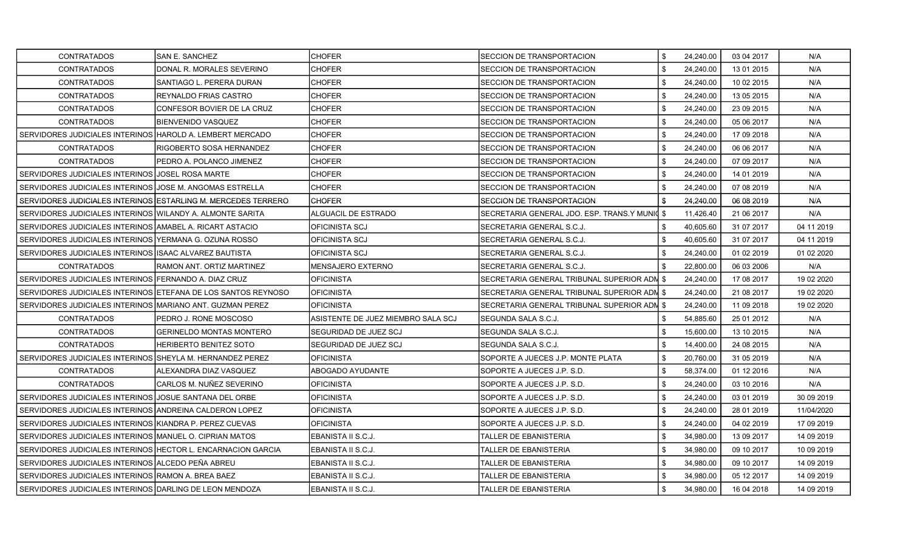| | | | | | | | |
|---|---|---|---|---|---|---|---|
| CONTRATADOS | SAN E. SANCHEZ | CHOFER | SECCION DE TRANSPORTACION | $ | 24,240.00 | 03 04 2017 | N/A |
| CONTRATADOS | DONAL R. MORALES SEVERINO | CHOFER | SECCION DE TRANSPORTACION | $ | 24,240.00 | 13 01 2015 | N/A |
| CONTRATADOS | SANTIAGO L. PERERA DURAN | CHOFER | SECCION DE TRANSPORTACION | $ | 24,240.00 | 10 02 2015 | N/A |
| CONTRATADOS | REYNALDO FRIAS CASTRO | CHOFER | SECCION DE TRANSPORTACION | $ | 24,240.00 | 13 05 2015 | N/A |
| CONTRATADOS | CONFESOR BOVIER DE LA CRUZ | CHOFER | SECCION DE TRANSPORTACION | $ | 24,240.00 | 23 09 2015 | N/A |
| CONTRATADOS | BIENVENIDO VASQUEZ | CHOFER | SECCION DE TRANSPORTACION | $ | 24,240.00 | 05 06 2017 | N/A |
| SERVIDORES JUDICIALES INTERINOS | HAROLD A. LEMBERT MERCADO | CHOFER | SECCION DE TRANSPORTACION | $ | 24,240.00 | 17 09 2018 | N/A |
| CONTRATADOS | RIGOBERTO SOSA HERNANDEZ | CHOFER | SECCION DE TRANSPORTACION | $ | 24,240.00 | 06 06 2017 | N/A |
| CONTRATADOS | PEDRO A. POLANCO JIMENEZ | CHOFER | SECCION DE TRANSPORTACION | $ | 24,240.00 | 07 09 2017 | N/A |
| SERVIDORES JUDICIALES INTERINOS | JOSEL ROSA MARTE | CHOFER | SECCION DE TRANSPORTACION | $ | 24,240.00 | 14 01 2019 | N/A |
| SERVIDORES JUDICIALES INTERINOS | JOSE M. ANGOMAS ESTRELLA | CHOFER | SECCION DE TRANSPORTACION | $ | 24,240.00 | 07 08 2019 | N/A |
| SERVIDORES JUDICIALES INTERINOS | ESTARLING M. MERCEDES TERRERO | CHOFER | SECCION DE TRANSPORTACION | $ | 24,240.00 | 06 08 2019 | N/A |
| SERVIDORES JUDICIALES INTERINOS | WILANDY A. ALMONTE SARITA | ALGUACIL DE ESTRADO | SECRETARIA GENERAL JDO. ESP. TRANS.Y MUNIC | $ | 11,426.40 | 21 06 2017 | N/A |
| SERVIDORES JUDICIALES INTERINOS | AMABEL A. RICART ASTACIO | OFICINISTA SCJ | SECRETARIA GENERAL S.C.J. | $ | 40,605.60 | 31 07 2017 | 04 11 2019 |
| SERVIDORES JUDICIALES INTERINOS | YERMANA G. OZUNA ROSSO | OFICINISTA SCJ | SECRETARIA GENERAL S.C.J. | $ | 40,605.60 | 31 07 2017 | 04 11 2019 |
| SERVIDORES JUDICIALES INTERINOS | ISAAC ALVAREZ BAUTISTA | OFICINISTA SCJ | SECRETARIA GENERAL S.C.J. | $ | 24,240.00 | 01 02 2019 | 01 02 2020 |
| CONTRATADOS | RAMON ANT. ORTIZ MARTINEZ | MENSAJERO EXTERNO | SECRETARIA GENERAL S.C.J. | $ | 22,800.00 | 06 03 2006 | N/A |
| SERVIDORES JUDICIALES INTERINOS | FERNANDO A. DIAZ CRUZ | OFICINISTA | SECRETARIA GENERAL TRIBUNAL SUPERIOR ADM | $ | 24,240.00 | 17 08 2017 | 19 02 2020 |
| SERVIDORES JUDICIALES INTERINOS | ETEFANA DE LOS SANTOS REYNOSO | OFICINISTA | SECRETARIA GENERAL TRIBUNAL SUPERIOR ADM | $ | 24,240.00 | 21 08 2017 | 19 02 2020 |
| SERVIDORES JUDICIALES INTERINOS | MARIANO ANT. GUZMAN PEREZ | OFICINISTA | SECRETARIA GENERAL TRIBUNAL SUPERIOR ADM | $ | 24,240.00 | 11 09 2018 | 19 02 2020 |
| CONTRATADOS | PEDRO J. RONE MOSCOSO | ASISTENTE DE JUEZ MIEMBRO SALA SCJ | SEGUNDA SALA S.C.J. | $ | 54,885.60 | 25 01 2012 | N/A |
| CONTRATADOS | GERINELDO MONTAS MONTERO | SEGURIDAD DE JUEZ SCJ | SEGUNDA SALA S.C.J. | $ | 15,600.00 | 13 10 2015 | N/A |
| CONTRATADOS | HERIBERTO BENITEZ SOTO | SEGURIDAD DE JUEZ SCJ | SEGUNDA SALA S.C.J. | $ | 14,400.00 | 24 08 2015 | N/A |
| SERVIDORES JUDICIALES INTERINOS | SHEYLA M. HERNANDEZ PEREZ | OFICINISTA | SOPORTE A JUECES J.P. MONTE PLATA | $ | 20,760.00 | 31 05 2019 | N/A |
| CONTRATADOS | ALEXANDRA DIAZ VASQUEZ | ABOGADO AYUDANTE | SOPORTE A JUECES J.P. S.D. | $ | 58,374.00 | 01 12 2016 | N/A |
| CONTRATADOS | CARLOS M. NUÑEZ SEVERINO | OFICINISTA | SOPORTE A JUECES J.P. S.D. | $ | 24,240.00 | 03 10 2016 | N/A |
| SERVIDORES JUDICIALES INTERINOS | JOSUE SANTANA DEL ORBE | OFICINISTA | SOPORTE A JUECES J.P. S.D. | $ | 24,240.00 | 03 01 2019 | 30 09 2019 |
| SERVIDORES JUDICIALES INTERINOS | ANDREINA CALDERON LOPEZ | OFICINISTA | SOPORTE A JUECES J.P. S.D. | $ | 24,240.00 | 28 01 2019 | 11/04/2020 |
| SERVIDORES JUDICIALES INTERINOS | KIANDRA P. PEREZ CUEVAS | OFICINISTA | SOPORTE A JUECES J.P. S.D. | $ | 24,240.00 | 04 02 2019 | 17 09 2019 |
| SERVIDORES JUDICIALES INTERINOS | MANUEL O. CIPRIAN MATOS | EBANISTA II S.C.J. | TALLER DE EBANISTERIA | $ | 34,980.00 | 13 09 2017 | 14 09 2019 |
| SERVIDORES JUDICIALES INTERINOS | HECTOR L. ENCARNACION GARCIA | EBANISTA II S.C.J. | TALLER DE EBANISTERIA | $ | 34,980.00 | 09 10 2017 | 10 09 2019 |
| SERVIDORES JUDICIALES INTERINOS | ALCEDO PEÑA ABREU | EBANISTA II S.C.J. | TALLER DE EBANISTERIA | $ | 34,980.00 | 09 10 2017 | 14 09 2019 |
| SERVIDORES JUDICIALES INTERINOS | RAMON A. BREA BAEZ | EBANISTA II S.C.J. | TALLER DE EBANISTERIA | $ | 34,980.00 | 05 12 2017 | 14 09 2019 |
| SERVIDORES JUDICIALES INTERINOS | DARLING DE LEON MENDOZA | EBANISTA II S.C.J. | TALLER DE EBANISTERIA | $ | 34,980.00 | 16 04 2018 | 14 09 2019 |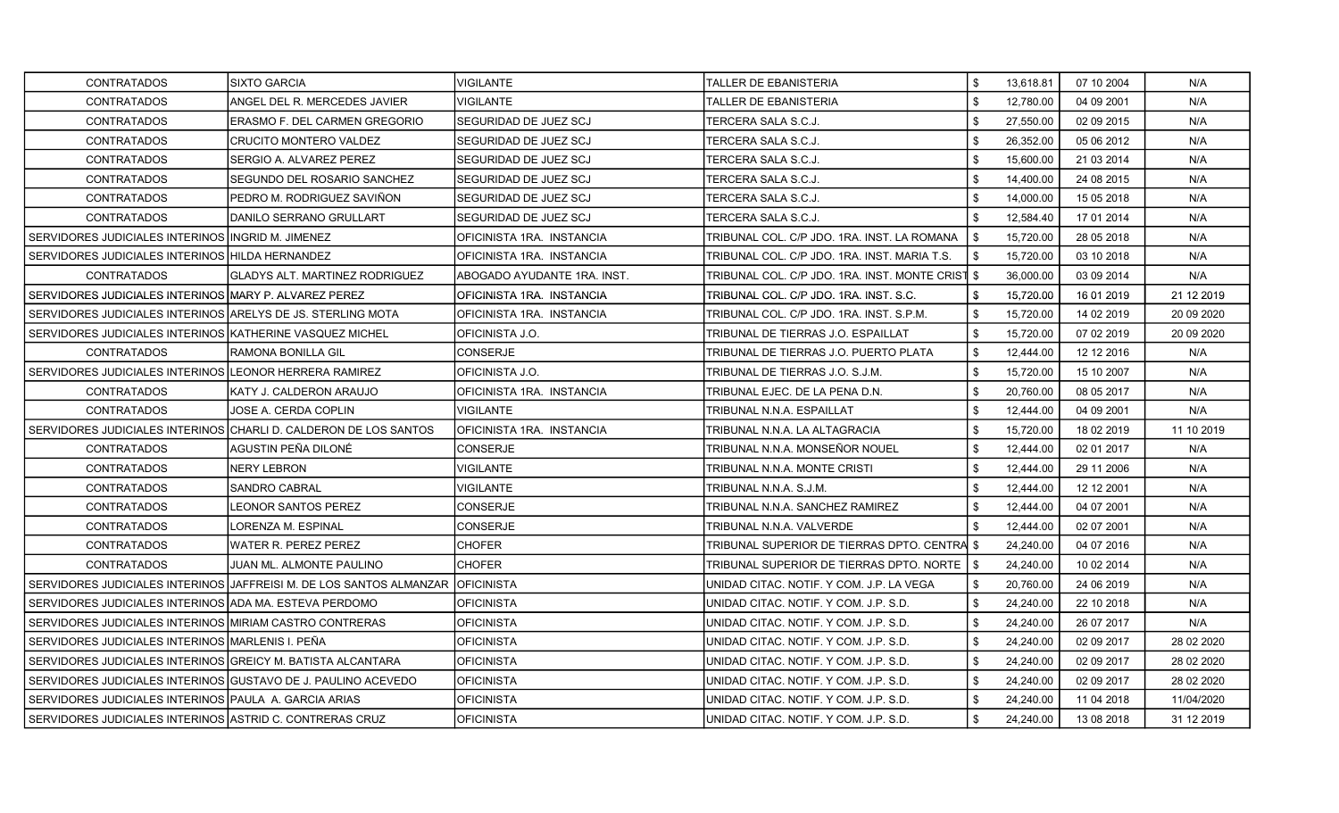| | | | | | | | |
|---|---|---|---|---|---|---|---|
| CONTRATADOS | SIXTO GARCIA | VIGILANTE | TALLER DE EBANISTERIA | $ | 13,618.81 | 07 10 2004 | N/A |
| CONTRATADOS | ANGEL DEL R. MERCEDES JAVIER | VIGILANTE | TALLER DE EBANISTERIA | $ | 12,780.00 | 04 09 2001 | N/A |
| CONTRATADOS | ERASMO F. DEL CARMEN GREGORIO | SEGURIDAD DE JUEZ SCJ | TERCERA SALA S.C.J. | $ | 27,550.00 | 02 09 2015 | N/A |
| CONTRATADOS | CRUCITO MONTERO VALDEZ | SEGURIDAD DE JUEZ SCJ | TERCERA SALA S.C.J. | $ | 26,352.00 | 05 06 2012 | N/A |
| CONTRATADOS | SERGIO A. ALVAREZ PEREZ | SEGURIDAD DE JUEZ SCJ | TERCERA SALA S.C.J. | $ | 15,600.00 | 21 03 2014 | N/A |
| CONTRATADOS | SEGUNDO DEL ROSARIO SANCHEZ | SEGURIDAD DE JUEZ SCJ | TERCERA SALA S.C.J. | $ | 14,400.00 | 24 08 2015 | N/A |
| CONTRATADOS | PEDRO M. RODRIGUEZ SAVIÑON | SEGURIDAD DE JUEZ SCJ | TERCERA SALA S.C.J. | $ | 14,000.00 | 15 05 2018 | N/A |
| CONTRATADOS | DANILO SERRANO GRULLART | SEGURIDAD DE JUEZ SCJ | TERCERA SALA S.C.J. | $ | 12,584.40 | 17 01 2014 | N/A |
| SERVIDORES JUDICIALES INTERINOS | INGRID M. JIMENEZ | OFICINISTA 1RA. INSTANCIA | TRIBUNAL COL. C/P JDO. 1RA. INST. LA ROMANA | $ | 15,720.00 | 28 05 2018 | N/A |
| SERVIDORES JUDICIALES INTERINOS | HILDA HERNANDEZ | OFICINISTA 1RA. INSTANCIA | TRIBUNAL COL. C/P JDO. 1RA. INST. MARIA T.S. | $ | 15,720.00 | 03 10 2018 | N/A |
| CONTRATADOS | GLADYS ALT. MARTINEZ RODRIGUEZ | ABOGADO AYUDANTE 1RA. INST. | TRIBUNAL COL. C/P JDO. 1RA. INST. MONTE CRIST | $ | 36,000.00 | 03 09 2014 | N/A |
| SERVIDORES JUDICIALES INTERINOS | MARY P. ALVAREZ PEREZ | OFICINISTA 1RA. INSTANCIA | TRIBUNAL COL. C/P JDO. 1RA. INST. S.C. | $ | 15,720.00 | 16 01 2019 | 21 12 2019 |
| SERVIDORES JUDICIALES INTERINOS | ARELYS DE JS. STERLING MOTA | OFICINISTA 1RA. INSTANCIA | TRIBUNAL COL. C/P JDO. 1RA. INST. S.P.M. | $ | 15,720.00 | 14 02 2019 | 20 09 2020 |
| SERVIDORES JUDICIALES INTERINOS | KATHERINE VASQUEZ MICHEL | OFICINISTA J.O. | TRIBUNAL DE TIERRAS J.O. ESPAILLAT | $ | 15,720.00 | 07 02 2019 | 20 09 2020 |
| CONTRATADOS | RAMONA BONILLA GIL | CONSERJE | TRIBUNAL DE TIERRAS J.O. PUERTO PLATA | $ | 12,444.00 | 12 12 2016 | N/A |
| SERVIDORES JUDICIALES INTERINOS | LEONOR HERRERA RAMIREZ | OFICINISTA J.O. | TRIBUNAL DE TIERRAS J.O. S.J.M. | $ | 15,720.00 | 15 10 2007 | N/A |
| CONTRATADOS | KATY J. CALDERON ARAUJO | OFICINISTA 1RA. INSTANCIA | TRIBUNAL EJEC. DE LA PENA D.N. | $ | 20,760.00 | 08 05 2017 | N/A |
| CONTRATADOS | JOSE A. CERDA COPLIN | VIGILANTE | TRIBUNAL N.N.A. ESPAILLAT | $ | 12,444.00 | 04 09 2001 | N/A |
| SERVIDORES JUDICIALES INTERINOS | CHARLI D. CALDERON DE LOS SANTOS | OFICINISTA 1RA. INSTANCIA | TRIBUNAL N.N.A. LA ALTAGRACIA | $ | 15,720.00 | 18 02 2019 | 11 10 2019 |
| CONTRATADOS | AGUSTIN PEÑA DILONÉ | CONSERJE | TRIBUNAL N.N.A. MONSEÑOR NOUEL | $ | 12,444.00 | 02 01 2017 | N/A |
| CONTRATADOS | NERY LEBRON | VIGILANTE | TRIBUNAL N.N.A. MONTE CRISTI | $ | 12,444.00 | 29 11 2006 | N/A |
| CONTRATADOS | SANDRO CABRAL | VIGILANTE | TRIBUNAL N.N.A. S.J.M. | $ | 12,444.00 | 12 12 2001 | N/A |
| CONTRATADOS | LEONOR SANTOS PEREZ | CONSERJE | TRIBUNAL N.N.A. SANCHEZ RAMIREZ | $ | 12,444.00 | 04 07 2001 | N/A |
| CONTRATADOS | LORENZA M. ESPINAL | CONSERJE | TRIBUNAL N.N.A. VALVERDE | $ | 12,444.00 | 02 07 2001 | N/A |
| CONTRATADOS | WATER R. PEREZ PEREZ | CHOFER | TRIBUNAL SUPERIOR DE TIERRAS DPTO. CENTRA | $ | 24,240.00 | 04 07 2016 | N/A |
| CONTRATADOS | JUAN ML. ALMONTE PAULINO | CHOFER | TRIBUNAL SUPERIOR DE TIERRAS DPTO. NORTE | $ | 24,240.00 | 10 02 2014 | N/A |
| SERVIDORES JUDICIALES INTERINOS | JAFFREISI M. DE LOS SANTOS ALMANZAR | OFICINISTA | UNIDAD CITAC. NOTIF. Y COM. J.P. LA VEGA | $ | 20,760.00 | 24 06 2019 | N/A |
| SERVIDORES JUDICIALES INTERINOS | ADA MA. ESTEVA PERDOMO | OFICINISTA | UNIDAD CITAC. NOTIF. Y COM. J.P. S.D. | $ | 24,240.00 | 22 10 2018 | N/A |
| SERVIDORES JUDICIALES INTERINOS | MIRIAM CASTRO CONTRERAS | OFICINISTA | UNIDAD CITAC. NOTIF. Y COM. J.P. S.D. | $ | 24,240.00 | 26 07 2017 | N/A |
| SERVIDORES JUDICIALES INTERINOS | MARLENIS I. PEÑA | OFICINISTA | UNIDAD CITAC. NOTIF. Y COM. J.P. S.D. | $ | 24,240.00 | 02 09 2017 | 28 02 2020 |
| SERVIDORES JUDICIALES INTERINOS | GREICY M. BATISTA ALCANTARA | OFICINISTA | UNIDAD CITAC. NOTIF. Y COM. J.P. S.D. | $ | 24,240.00 | 02 09 2017 | 28 02 2020 |
| SERVIDORES JUDICIALES INTERINOS | GUSTAVO DE J. PAULINO ACEVEDO | OFICINISTA | UNIDAD CITAC. NOTIF. Y COM. J.P. S.D. | $ | 24,240.00 | 02 09 2017 | 28 02 2020 |
| SERVIDORES JUDICIALES INTERINOS | PAULA A. GARCIA ARIAS | OFICINISTA | UNIDAD CITAC. NOTIF. Y COM. J.P. S.D. | $ | 24,240.00 | 11 04 2018 | 11/04/2020 |
| SERVIDORES JUDICIALES INTERINOS | ASTRID C. CONTRERAS CRUZ | OFICINISTA | UNIDAD CITAC. NOTIF. Y COM. J.P. S.D. | $ | 24,240.00 | 13 08 2018 | 31 12 2019 |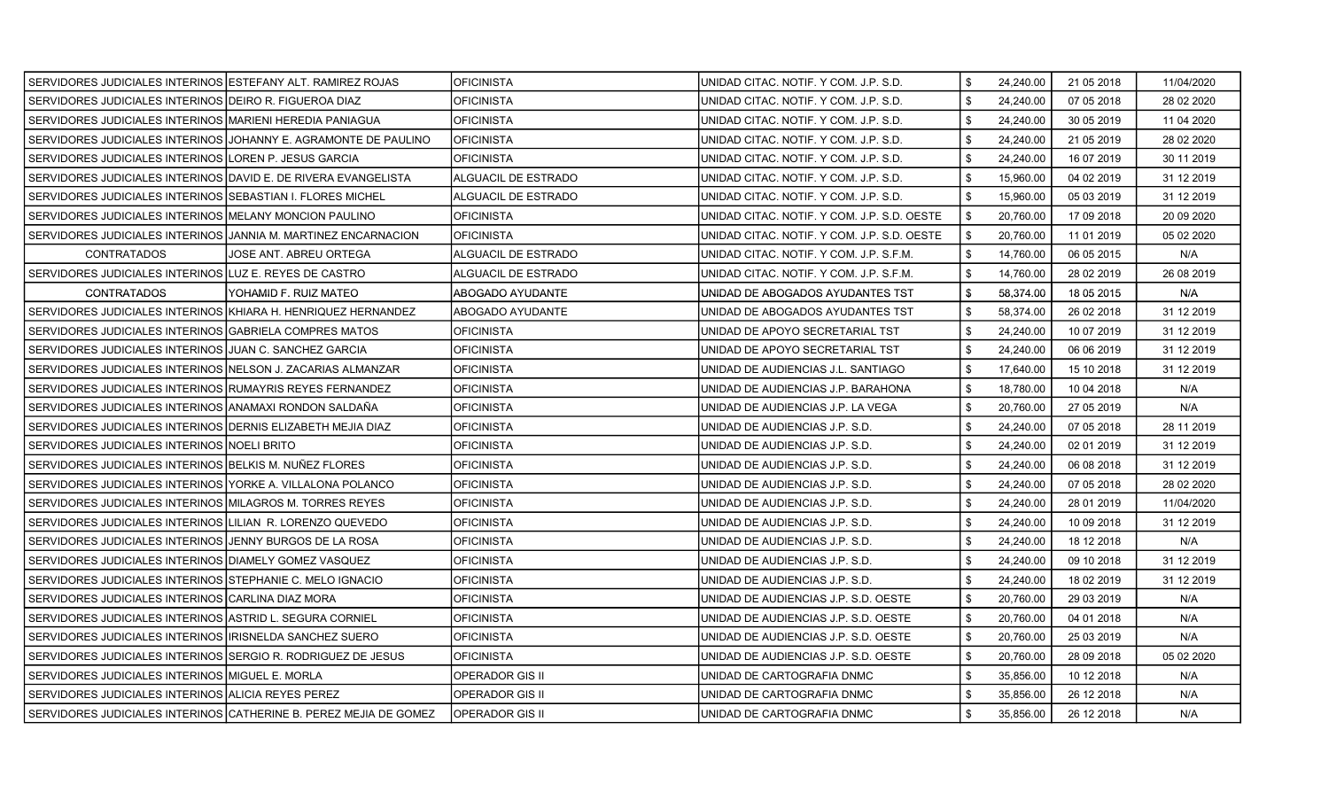| | | | | | | | |
|---|---|---|---|---|---|---|---|
| SERVIDORES JUDICIALES INTERINOS | ESTEFANY ALT. RAMIREZ ROJAS | OFICINISTA | UNIDAD CITAC. NOTIF. Y COM. J.P. S.D. | $ | 24,240.00 | 21 05 2018 | 11/04/2020 |
| SERVIDORES JUDICIALES INTERINOS | DEIRO R. FIGUEROA DIAZ | OFICINISTA | UNIDAD CITAC. NOTIF. Y COM. J.P. S.D. | $ | 24,240.00 | 07 05 2018 | 28 02 2020 |
| SERVIDORES JUDICIALES INTERINOS | MARIENI HEREDIA PANIAGUA | OFICINISTA | UNIDAD CITAC. NOTIF. Y COM. J.P. S.D. | $ | 24,240.00 | 30 05 2019 | 11 04 2020 |
| SERVIDORES JUDICIALES INTERINOS | JOHANNY E. AGRAMONTE DE PAULINO | OFICINISTA | UNIDAD CITAC. NOTIF. Y COM. J.P. S.D. | $ | 24,240.00 | 21 05 2019 | 28 02 2020 |
| SERVIDORES JUDICIALES INTERINOS | LOREN P. JESUS GARCIA | OFICINISTA | UNIDAD CITAC. NOTIF. Y COM. J.P. S.D. | $ | 24,240.00 | 16 07 2019 | 30 11 2019 |
| SERVIDORES JUDICIALES INTERINOS | DAVID E. DE RIVERA EVANGELISTA | ALGUACIL DE ESTRADO | UNIDAD CITAC. NOTIF. Y COM. J.P. S.D. | $ | 15,960.00 | 04 02 2019 | 31 12 2019 |
| SERVIDORES JUDICIALES INTERINOS | SEBASTIAN I. FLORES MICHEL | ALGUACIL DE ESTRADO | UNIDAD CITAC. NOTIF. Y COM. J.P. S.D. | $ | 15,960.00 | 05 03 2019 | 31 12 2019 |
| SERVIDORES JUDICIALES INTERINOS | MELANY MONCION PAULINO | OFICINISTA | UNIDAD CITAC. NOTIF. Y COM. J.P. S.D. OESTE | $ | 20,760.00 | 17 09 2018 | 20 09 2020 |
| SERVIDORES JUDICIALES INTERINOS | JANNIA M. MARTINEZ ENCARNACION | OFICINISTA | UNIDAD CITAC. NOTIF. Y COM. J.P. S.D. OESTE | $ | 20,760.00 | 11 01 2019 | 05 02 2020 |
| CONTRATADOS | JOSE ANT. ABREU ORTEGA | ALGUACIL DE ESTRADO | UNIDAD CITAC. NOTIF. Y COM. J.P. S.F.M. | $ | 14,760.00 | 06 05 2015 | N/A |
| SERVIDORES JUDICIALES INTERINOS | LUZ E. REYES DE CASTRO | ALGUACIL DE ESTRADO | UNIDAD CITAC. NOTIF. Y COM. J.P. S.F.M. | $ | 14,760.00 | 28 02 2019 | 26 08 2019 |
| CONTRATADOS | YOHAMID F. RUIZ MATEO | ABOGADO AYUDANTE | UNIDAD DE ABOGADOS AYUDANTES TST | $ | 58,374.00 | 18 05 2015 | N/A |
| SERVIDORES JUDICIALES INTERINOS | KHIARA H. HENRIQUEZ HERNANDEZ | ABOGADO AYUDANTE | UNIDAD DE ABOGADOS AYUDANTES TST | $ | 58,374.00 | 26 02 2018 | 31 12 2019 |
| SERVIDORES JUDICIALES INTERINOS | GABRIELA COMPRES MATOS | OFICINISTA | UNIDAD DE APOYO SECRETARIAL TST | $ | 24,240.00 | 10 07 2019 | 31 12 2019 |
| SERVIDORES JUDICIALES INTERINOS | JUAN C. SANCHEZ GARCIA | OFICINISTA | UNIDAD DE APOYO SECRETARIAL TST | $ | 24,240.00 | 06 06 2019 | 31 12 2019 |
| SERVIDORES JUDICIALES INTERINOS | NELSON J. ZACARIAS ALMANZAR | OFICINISTA | UNIDAD DE AUDIENCIAS J.L. SANTIAGO | $ | 17,640.00 | 15 10 2018 | 31 12 2019 |
| SERVIDORES JUDICIALES INTERINOS | RUMAYRIS REYES FERNANDEZ | OFICINISTA | UNIDAD DE AUDIENCIAS J.P. BARAHONA | $ | 18,780.00 | 10 04 2018 | N/A |
| SERVIDORES JUDICIALES INTERINOS | ANAMAXI RONDON SALDAÑA | OFICINISTA | UNIDAD DE AUDIENCIAS J.P. LA VEGA | $ | 20,760.00 | 27 05 2019 | N/A |
| SERVIDORES JUDICIALES INTERINOS | DERNIS ELIZABETH MEJIA DIAZ | OFICINISTA | UNIDAD DE AUDIENCIAS J.P. S.D. | $ | 24,240.00 | 07 05 2018 | 28 11 2019 |
| SERVIDORES JUDICIALES INTERINOS | NOELI BRITO | OFICINISTA | UNIDAD DE AUDIENCIAS J.P. S.D. | $ | 24,240.00 | 02 01 2019 | 31 12 2019 |
| SERVIDORES JUDICIALES INTERINOS | BELKIS M. NUÑEZ FLORES | OFICINISTA | UNIDAD DE AUDIENCIAS J.P. S.D. | $ | 24,240.00 | 06 08 2018 | 31 12 2019 |
| SERVIDORES JUDICIALES INTERINOS | YORKE A. VILLALONA POLANCO | OFICINISTA | UNIDAD DE AUDIENCIAS J.P. S.D. | $ | 24,240.00 | 07 05 2018 | 28 02 2020 |
| SERVIDORES JUDICIALES INTERINOS | MILAGROS M. TORRES REYES | OFICINISTA | UNIDAD DE AUDIENCIAS J.P. S.D. | $ | 24,240.00 | 28 01 2019 | 11/04/2020 |
| SERVIDORES JUDICIALES INTERINOS | LILIAN R. LORENZO QUEVEDO | OFICINISTA | UNIDAD DE AUDIENCIAS J.P. S.D. | $ | 24,240.00 | 10 09 2018 | 31 12 2019 |
| SERVIDORES JUDICIALES INTERINOS | JENNY BURGOS DE LA ROSA | OFICINISTA | UNIDAD DE AUDIENCIAS J.P. S.D. | $ | 24,240.00 | 18 12 2018 | N/A |
| SERVIDORES JUDICIALES INTERINOS | DIAMELY GOMEZ VASQUEZ | OFICINISTA | UNIDAD DE AUDIENCIAS J.P. S.D. | $ | 24,240.00 | 09 10 2018 | 31 12 2019 |
| SERVIDORES JUDICIALES INTERINOS | STEPHANIE C. MELO IGNACIO | OFICINISTA | UNIDAD DE AUDIENCIAS J.P. S.D. | $ | 24,240.00 | 18 02 2019 | 31 12 2019 |
| SERVIDORES JUDICIALES INTERINOS | CARLINA DIAZ MORA | OFICINISTA | UNIDAD DE AUDIENCIAS J.P. S.D. OESTE | $ | 20,760.00 | 29 03 2019 | N/A |
| SERVIDORES JUDICIALES INTERINOS | ASTRID L. SEGURA CORNIEL | OFICINISTA | UNIDAD DE AUDIENCIAS J.P. S.D. OESTE | $ | 20,760.00 | 04 01 2018 | N/A |
| SERVIDORES JUDICIALES INTERINOS | IRISNELDA SANCHEZ SUERO | OFICINISTA | UNIDAD DE AUDIENCIAS J.P. S.D. OESTE | $ | 20,760.00 | 25 03 2019 | N/A |
| SERVIDORES JUDICIALES INTERINOS | SERGIO R. RODRIGUEZ DE JESUS | OFICINISTA | UNIDAD DE AUDIENCIAS J.P. S.D. OESTE | $ | 20,760.00 | 28 09 2018 | 05 02 2020 |
| SERVIDORES JUDICIALES INTERINOS | MIGUEL E. MORLA | OPERADOR GIS II | UNIDAD DE CARTOGRAFIA DNMC | $ | 35,856.00 | 10 12 2018 | N/A |
| SERVIDORES JUDICIALES INTERINOS | ALICIA REYES PEREZ | OPERADOR GIS II | UNIDAD DE CARTOGRAFIA DNMC | $ | 35,856.00 | 26 12 2018 | N/A |
| SERVIDORES JUDICIALES INTERINOS | CATHERINE B. PEREZ MEJIA DE GOMEZ | OPERADOR GIS II | UNIDAD DE CARTOGRAFIA DNMC | $ | 35,856.00 | 26 12 2018 | N/A |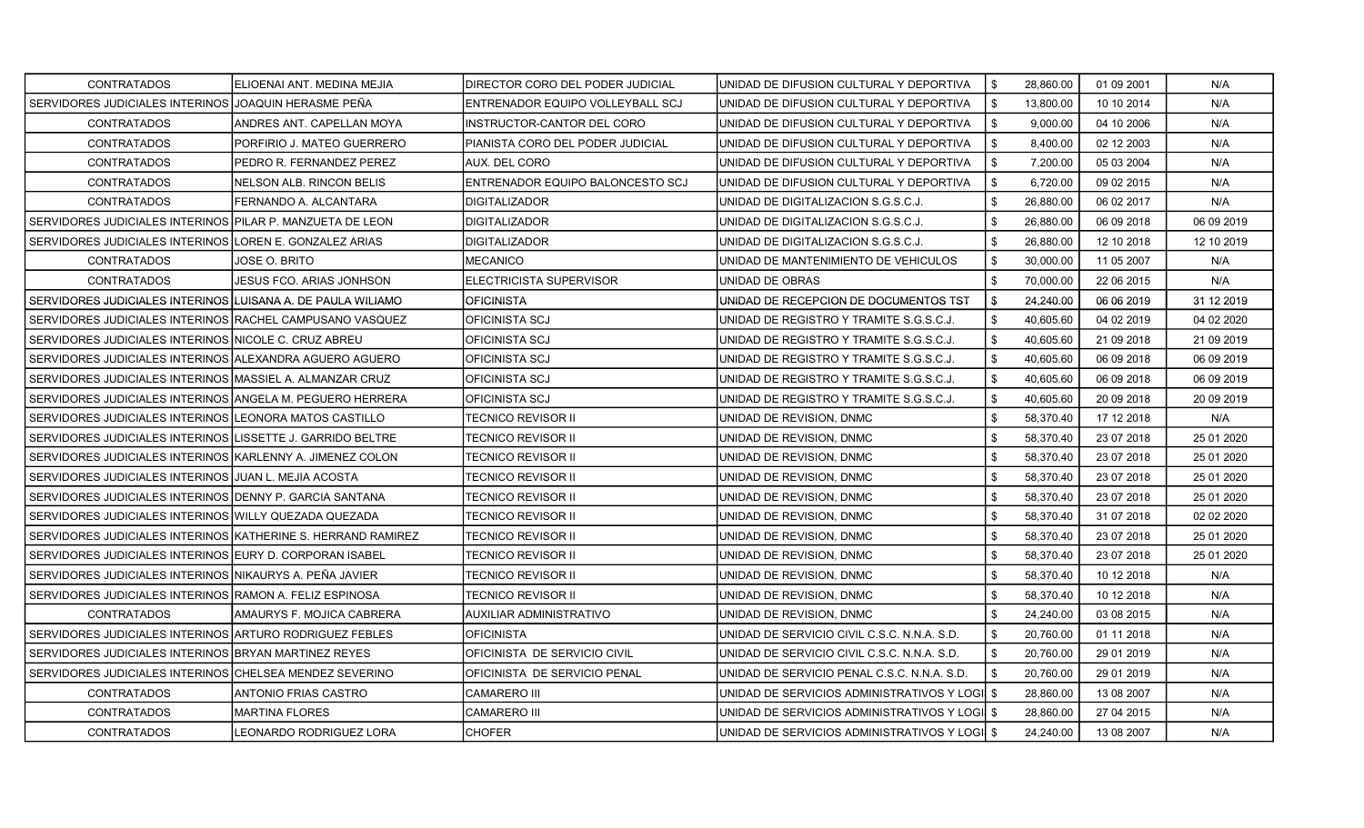| | | | | | | | |
|---|---|---|---|---|---|---|---|
| CONTRATADOS | ELIOENAI ANT. MEDINA MEJIA | DIRECTOR CORO DEL PODER JUDICIAL | UNIDAD DE DIFUSION CULTURAL Y DEPORTIVA | $ | 28,860.00 | 01 09 2001 | N/A |
| SERVIDORES JUDICIALES INTERINOS | JOAQUIN HERASME PEÑA | ENTRENADOR EQUIPO VOLLEYBALL SCJ | UNIDAD DE DIFUSION CULTURAL Y DEPORTIVA | $ | 13,800.00 | 10 10 2014 | N/A |
| CONTRATADOS | ANDRES ANT. CAPELLAN MOYA | INSTRUCTOR-CANTOR DEL CORO | UNIDAD DE DIFUSION CULTURAL Y DEPORTIVA | $ | 9,000.00 | 04 10 2006 | N/A |
| CONTRATADOS | PORFIRIO J. MATEO GUERRERO | PIANISTA CORO DEL PODER JUDICIAL | UNIDAD DE DIFUSION CULTURAL Y DEPORTIVA | $ | 8,400.00 | 02 12 2003 | N/A |
| CONTRATADOS | PEDRO R. FERNANDEZ PEREZ | AUX. DEL CORO | UNIDAD DE DIFUSION CULTURAL Y DEPORTIVA | $ | 7,200.00 | 05 03 2004 | N/A |
| CONTRATADOS | NELSON ALB. RINCON BELIS | ENTRENADOR EQUIPO BALONCESTO SCJ | UNIDAD DE DIFUSION CULTURAL Y DEPORTIVA | $ | 6,720.00 | 09 02 2015 | N/A |
| CONTRATADOS | FERNANDO A. ALCANTARA | DIGITALIZADOR | UNIDAD DE DIGITALIZACION S.G.S.C.J. | $ | 26,880.00 | 06 02 2017 | N/A |
| SERVIDORES JUDICIALES INTERINOS | PILAR P. MANZUETA DE LEON | DIGITALIZADOR | UNIDAD DE DIGITALIZACION S.G.S.C.J. | $ | 26,880.00 | 06 09 2018 | 06 09 2019 |
| SERVIDORES JUDICIALES INTERINOS | LOREN E. GONZALEZ ARIAS | DIGITALIZADOR | UNIDAD DE DIGITALIZACION S.G.S.C.J. | $ | 26,880.00 | 12 10 2018 | 12 10 2019 |
| CONTRATADOS | JOSE O. BRITO | MECANICO | UNIDAD DE MANTENIMIENTO DE VEHICULOS | $ | 30,000.00 | 11 05 2007 | N/A |
| CONTRATADOS | JESUS FCO. ARIAS JONHSON | ELECTRICISTA SUPERVISOR | UNIDAD DE OBRAS | $ | 70,000.00 | 22 06 2015 | N/A |
| SERVIDORES JUDICIALES INTERINOS | LUISANA A. DE PAULA WILIAMO | OFICINISTA | UNIDAD DE RECEPCION DE DOCUMENTOS TST | $ | 24,240.00 | 06 06 2019 | 31 12 2019 |
| SERVIDORES JUDICIALES INTERINOS | RACHEL CAMPUSANO VASQUEZ | OFICINISTA SCJ | UNIDAD DE REGISTRO Y TRAMITE S.G.S.C.J. | $ | 40,605.60 | 04 02 2019 | 04 02 2020 |
| SERVIDORES JUDICIALES INTERINOS | NICOLE C. CRUZ ABREU | OFICINISTA SCJ | UNIDAD DE REGISTRO Y TRAMITE S.G.S.C.J. | $ | 40,605.60 | 21 09 2018 | 21 09 2019 |
| SERVIDORES JUDICIALES INTERINOS | ALEXANDRA AGUERO AGUERO | OFICINISTA SCJ | UNIDAD DE REGISTRO Y TRAMITE S.G.S.C.J. | $ | 40,605.60 | 06 09 2018 | 06 09 2019 |
| SERVIDORES JUDICIALES INTERINOS | MASSIEL A. ALMANZAR CRUZ | OFICINISTA SCJ | UNIDAD DE REGISTRO Y TRAMITE S.G.S.C.J. | $ | 40,605.60 | 06 09 2018 | 06 09 2019 |
| SERVIDORES JUDICIALES INTERINOS | ANGELA M. PEGUERO HERRERA | OFICINISTA SCJ | UNIDAD DE REGISTRO Y TRAMITE S.G.S.C.J. | $ | 40,605.60 | 20 09 2018 | 20 09 2019 |
| SERVIDORES JUDICIALES INTERINOS | LEONORA MATOS CASTILLO | TECNICO REVISOR II | UNIDAD DE REVISION, DNMC | $ | 58,370.40 | 17 12 2018 | N/A |
| SERVIDORES JUDICIALES INTERINOS | LISSETTE J. GARRIDO BELTRE | TECNICO REVISOR II | UNIDAD DE REVISION, DNMC | $ | 58,370.40 | 23 07 2018 | 25 01 2020 |
| SERVIDORES JUDICIALES INTERINOS | KARLENNY A. JIMENEZ COLON | TECNICO REVISOR II | UNIDAD DE REVISION, DNMC | $ | 58,370.40 | 23 07 2018 | 25 01 2020 |
| SERVIDORES JUDICIALES INTERINOS | JUAN L. MEJIA ACOSTA | TECNICO REVISOR II | UNIDAD DE REVISION, DNMC | $ | 58,370.40 | 23 07 2018 | 25 01 2020 |
| SERVIDORES JUDICIALES INTERINOS | DENNY P. GARCIA SANTANA | TECNICO REVISOR II | UNIDAD DE REVISION, DNMC | $ | 58,370.40 | 23 07 2018 | 25 01 2020 |
| SERVIDORES JUDICIALES INTERINOS | WILLY QUEZADA QUEZADA | TECNICO REVISOR II | UNIDAD DE REVISION, DNMC | $ | 58,370.40 | 31 07 2018 | 02 02 2020 |
| SERVIDORES JUDICIALES INTERINOS | KATHERINE S. HERRAND RAMIREZ | TECNICO REVISOR II | UNIDAD DE REVISION, DNMC | $ | 58,370.40 | 23 07 2018 | 25 01 2020 |
| SERVIDORES JUDICIALES INTERINOS | EURY D. CORPORAN ISABEL | TECNICO REVISOR II | UNIDAD DE REVISION, DNMC | $ | 58,370.40 | 23 07 2018 | 25 01 2020 |
| SERVIDORES JUDICIALES INTERINOS | NIKAURYS A. PEÑA JAVIER | TECNICO REVISOR II | UNIDAD DE REVISION, DNMC | $ | 58,370.40 | 10 12 2018 | N/A |
| SERVIDORES JUDICIALES INTERINOS | RAMON A. FELIZ ESPINOSA | TECNICO REVISOR II | UNIDAD DE REVISION, DNMC | $ | 58,370.40 | 10 12 2018 | N/A |
| CONTRATADOS | AMAURYS F. MOJICA CABRERA | AUXILIAR ADMINISTRATIVO | UNIDAD DE REVISION, DNMC | $ | 24,240.00 | 03 08 2015 | N/A |
| SERVIDORES JUDICIALES INTERINOS | ARTURO RODRIGUEZ FEBLES | OFICINISTA | UNIDAD DE SERVICIO CIVIL C.S.C. N.N.A. S.D. | $ | 20,760.00 | 01 11 2018 | N/A |
| SERVIDORES JUDICIALES INTERINOS | BRYAN MARTINEZ REYES | OFICINISTA DE SERVICIO CIVIL | UNIDAD DE SERVICIO CIVIL C.S.C. N.N.A. S.D. | $ | 20,760.00 | 29 01 2019 | N/A |
| SERVIDORES JUDICIALES INTERINOS | CHELSEA MENDEZ SEVERINO | OFICINISTA DE SERVICIO PENAL | UNIDAD DE SERVICIO PENAL C.S.C. N.N.A. S.D. | $ | 20,760.00 | 29 01 2019 | N/A |
| CONTRATADOS | ANTONIO FRIAS CASTRO | CAMARERO III | UNIDAD DE SERVICIOS ADMINISTRATIVOS Y LOGI | $ | 28,860.00 | 13 08 2007 | N/A |
| CONTRATADOS | MARTINA FLORES | CAMARERO III | UNIDAD DE SERVICIOS ADMINISTRATIVOS Y LOGI | $ | 28,860.00 | 27 04 2015 | N/A |
| CONTRATADOS | LEONARDO RODRIGUEZ LORA | CHOFER | UNIDAD DE SERVICIOS ADMINISTRATIVOS Y LOGI | $ | 24,240.00 | 13 08 2007 | N/A |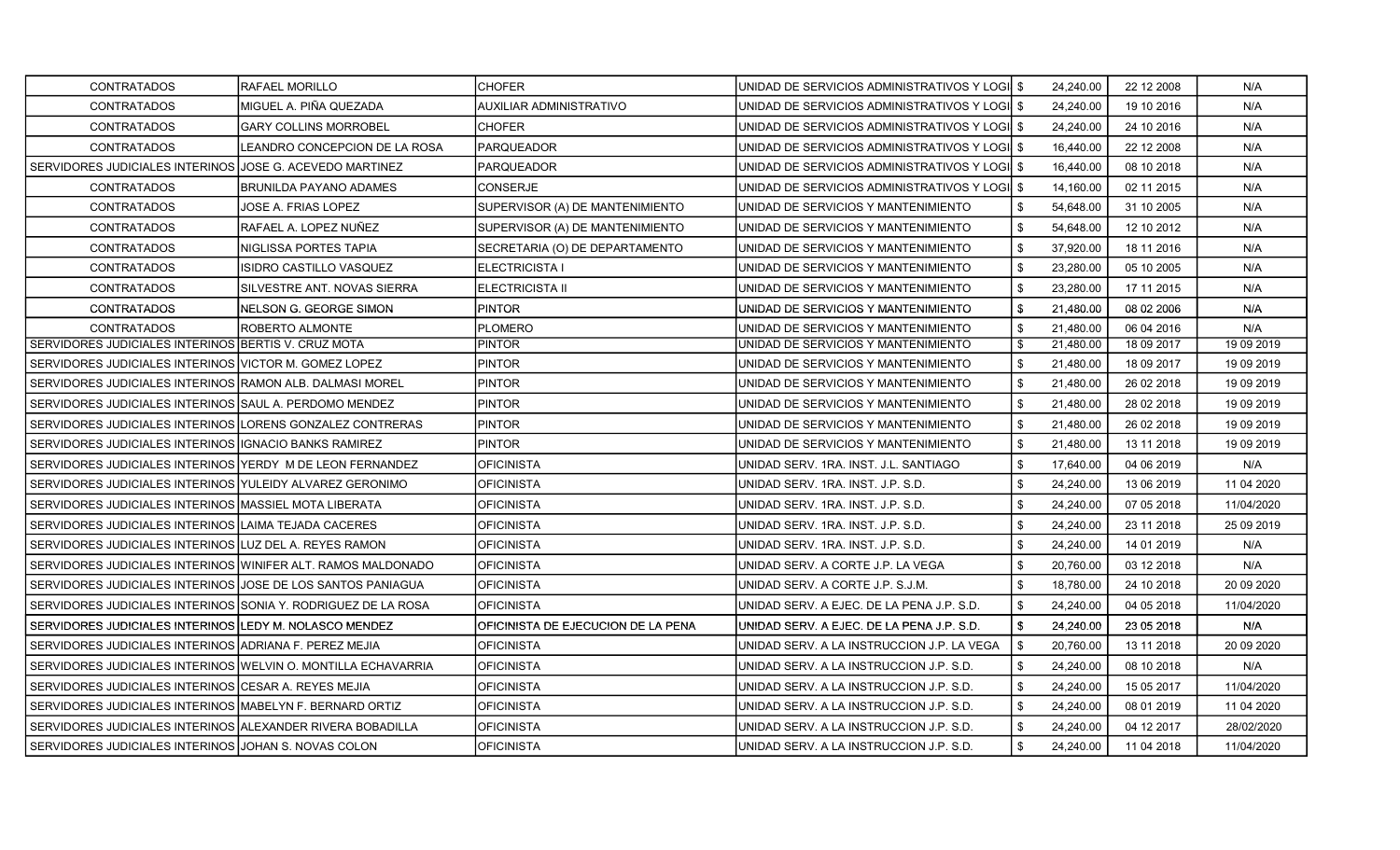| CONTRATADOS | RAFAEL MORILLO | CHOFER | UNIDAD DE SERVICIOS ADMINISTRATIVOS Y LOGI | $ | 24,240.00 | 22 12 2008 | N/A |
|---|---|---|---|---|---|---|---|
| CONTRATADOS | MIGUEL A. PIÑA QUEZADA | AUXILIAR ADMINISTRATIVO | UNIDAD DE SERVICIOS ADMINISTRATIVOS Y LOGI | $ | 24,240.00 | 19 10 2016 | N/A |
| CONTRATADOS | GARY COLLINS MORROBEL | CHOFER | UNIDAD DE SERVICIOS ADMINISTRATIVOS Y LOGI | $ | 24,240.00 | 24 10 2016 | N/A |
| CONTRATADOS | LEANDRO CONCEPCION DE LA ROSA | PARQUEADOR | UNIDAD DE SERVICIOS ADMINISTRATIVOS Y LOGI | $ | 16,440.00 | 22 12 2008 | N/A |
| SERVIDORES JUDICIALES INTERINOS | JOSE G. ACEVEDO MARTINEZ | PARQUEADOR | UNIDAD DE SERVICIOS ADMINISTRATIVOS Y LOGI | $ | 16,440.00 | 08 10 2018 | N/A |
| CONTRATADOS | BRUNILDA PAYANO ADAMES | CONSERJE | UNIDAD DE SERVICIOS ADMINISTRATIVOS Y LOGI | $ | 14,160.00 | 02 11 2015 | N/A |
| CONTRATADOS | JOSE A. FRIAS LOPEZ | SUPERVISOR (A) DE MANTENIMIENTO | UNIDAD DE SERVICIOS Y MANTENIMIENTO | $ | 54,648.00 | 31 10 2005 | N/A |
| CONTRATADOS | RAFAEL A. LOPEZ NUÑEZ | SUPERVISOR (A) DE MANTENIMIENTO | UNIDAD DE SERVICIOS Y MANTENIMIENTO | $ | 54,648.00 | 12 10 2012 | N/A |
| CONTRATADOS | NIGLISSA PORTES TAPIA | SECRETARIA (O) DE DEPARTAMENTO | UNIDAD DE SERVICIOS Y MANTENIMIENTO | $ | 37,920.00 | 18 11 2016 | N/A |
| CONTRATADOS | ISIDRO CASTILLO VASQUEZ | ELECTRICISTA I | UNIDAD DE SERVICIOS Y MANTENIMIENTO | $ | 23,280.00 | 05 10 2005 | N/A |
| CONTRATADOS | SILVESTRE ANT. NOVAS SIERRA | ELECTRICISTA II | UNIDAD DE SERVICIOS Y MANTENIMIENTO | $ | 23,280.00 | 17 11 2015 | N/A |
| CONTRATADOS | NELSON G. GEORGE SIMON | PINTOR | UNIDAD DE SERVICIOS Y MANTENIMIENTO | $ | 21,480.00 | 08 02 2006 | N/A |
| CONTRATADOS | ROBERTO ALMONTE | PLOMERO | UNIDAD DE SERVICIOS Y MANTENIMIENTO | $ | 21,480.00 | 06 04 2016 | N/A |
| SERVIDORES JUDICIALES INTERINOS | BERTIS V. CRUZ MOTA | PINTOR | UNIDAD DE SERVICIOS Y MANTENIMIENTO | $ | 21,480.00 | 18 09 2017 | 19 09 2019 |
| SERVIDORES JUDICIALES INTERINOS | VICTOR M. GOMEZ LOPEZ | PINTOR | UNIDAD DE SERVICIOS Y MANTENIMIENTO | $ | 21,480.00 | 18 09 2017 | 19 09 2019 |
| SERVIDORES JUDICIALES INTERINOS | RAMON ALB. DALMASI MOREL | PINTOR | UNIDAD DE SERVICIOS Y MANTENIMIENTO | $ | 21,480.00 | 26 02 2018 | 19 09 2019 |
| SERVIDORES JUDICIALES INTERINOS | SAUL A. PERDOMO MENDEZ | PINTOR | UNIDAD DE SERVICIOS Y MANTENIMIENTO | $ | 21,480.00 | 28 02 2018 | 19 09 2019 |
| SERVIDORES JUDICIALES INTERINOS | LORENS GONZALEZ CONTRERAS | PINTOR | UNIDAD DE SERVICIOS Y MANTENIMIENTO | $ | 21,480.00 | 26 02 2018 | 19 09 2019 |
| SERVIDORES JUDICIALES INTERINOS | IGNACIO BANKS RAMIREZ | PINTOR | UNIDAD DE SERVICIOS Y MANTENIMIENTO | $ | 21,480.00 | 13 11 2018 | 19 09 2019 |
| SERVIDORES JUDICIALES INTERINOS | YERDY M DE LEON FERNANDEZ | OFICINISTA | UNIDAD SERV. 1RA. INST. J.L. SANTIAGO | $ | 17,640.00 | 04 06 2019 | N/A |
| SERVIDORES JUDICIALES INTERINOS | YULEIDY ALVAREZ GERONIMO | OFICINISTA | UNIDAD SERV. 1RA. INST. J.P. S.D. | $ | 24,240.00 | 13 06 2019 | 11 04 2020 |
| SERVIDORES JUDICIALES INTERINOS | MASSIEL MOTA LIBERATA | OFICINISTA | UNIDAD SERV. 1RA. INST. J.P. S.D. | $ | 24,240.00 | 07 05 2018 | 11/04/2020 |
| SERVIDORES JUDICIALES INTERINOS | LAIMA TEJADA CACERES | OFICINISTA | UNIDAD SERV. 1RA. INST. J.P. S.D. | $ | 24,240.00 | 23 11 2018 | 25 09 2019 |
| SERVIDORES JUDICIALES INTERINOS | LUZ DEL A. REYES RAMON | OFICINISTA | UNIDAD SERV. 1RA. INST. J.P. S.D. | $ | 24,240.00 | 14 01 2019 | N/A |
| SERVIDORES JUDICIALES INTERINOS | WINIFER ALT. RAMOS MALDONADO | OFICINISTA | UNIDAD SERV. A CORTE J.P. LA VEGA | $ | 20,760.00 | 03 12 2018 | N/A |
| SERVIDORES JUDICIALES INTERINOS | JOSE DE LOS SANTOS PANIAGUA | OFICINISTA | UNIDAD SERV. A CORTE J.P. S.J.M. | $ | 18,780.00 | 24 10 2018 | 20 09 2020 |
| SERVIDORES JUDICIALES INTERINOS | SONIA Y. RODRIGUEZ DE LA ROSA | OFICINISTA | UNIDAD SERV. A EJEC. DE LA PENA J.P. S.D. | $ | 24,240.00 | 04 05 2018 | 11/04/2020 |
| SERVIDORES JUDICIALES INTERINOS | LEDY M. NOLASCO MENDEZ | OFICINISTA DE EJECUCION DE LA PENA | UNIDAD SERV. A EJEC. DE LA PENA J.P. S.D. | $ | 24,240.00 | 23 05 2018 | N/A |
| SERVIDORES JUDICIALES INTERINOS | ADRIANA F. PEREZ MEJIA | OFICINISTA | UNIDAD SERV. A LA INSTRUCCION J.P. LA VEGA | $ | 20,760.00 | 13 11 2018 | 20 09 2020 |
| SERVIDORES JUDICIALES INTERINOS | WELVIN O. MONTILLA ECHAVARRIA | OFICINISTA | UNIDAD SERV. A LA INSTRUCCION J.P. S.D. | $ | 24,240.00 | 08 10 2018 | N/A |
| SERVIDORES JUDICIALES INTERINOS | CESAR A. REYES MEJIA | OFICINISTA | UNIDAD SERV. A LA INSTRUCCION J.P. S.D. | $ | 24,240.00 | 15 05 2017 | 11/04/2020 |
| SERVIDORES JUDICIALES INTERINOS | MABELYN F. BERNARD ORTIZ | OFICINISTA | UNIDAD SERV. A LA INSTRUCCION J.P. S.D. | $ | 24,240.00 | 08 01 2019 | 11 04 2020 |
| SERVIDORES JUDICIALES INTERINOS | ALEXANDER RIVERA BOBADILLA | OFICINISTA | UNIDAD SERV. A LA INSTRUCCION J.P. S.D. | $ | 24,240.00 | 04 12 2017 | 28/02/2020 |
| SERVIDORES JUDICIALES INTERINOS | JOHAN S. NOVAS COLON | OFICINISTA | UNIDAD SERV. A LA INSTRUCCION J.P. S.D. | $ | 24,240.00 | 11 04 2018 | 11/04/2020 |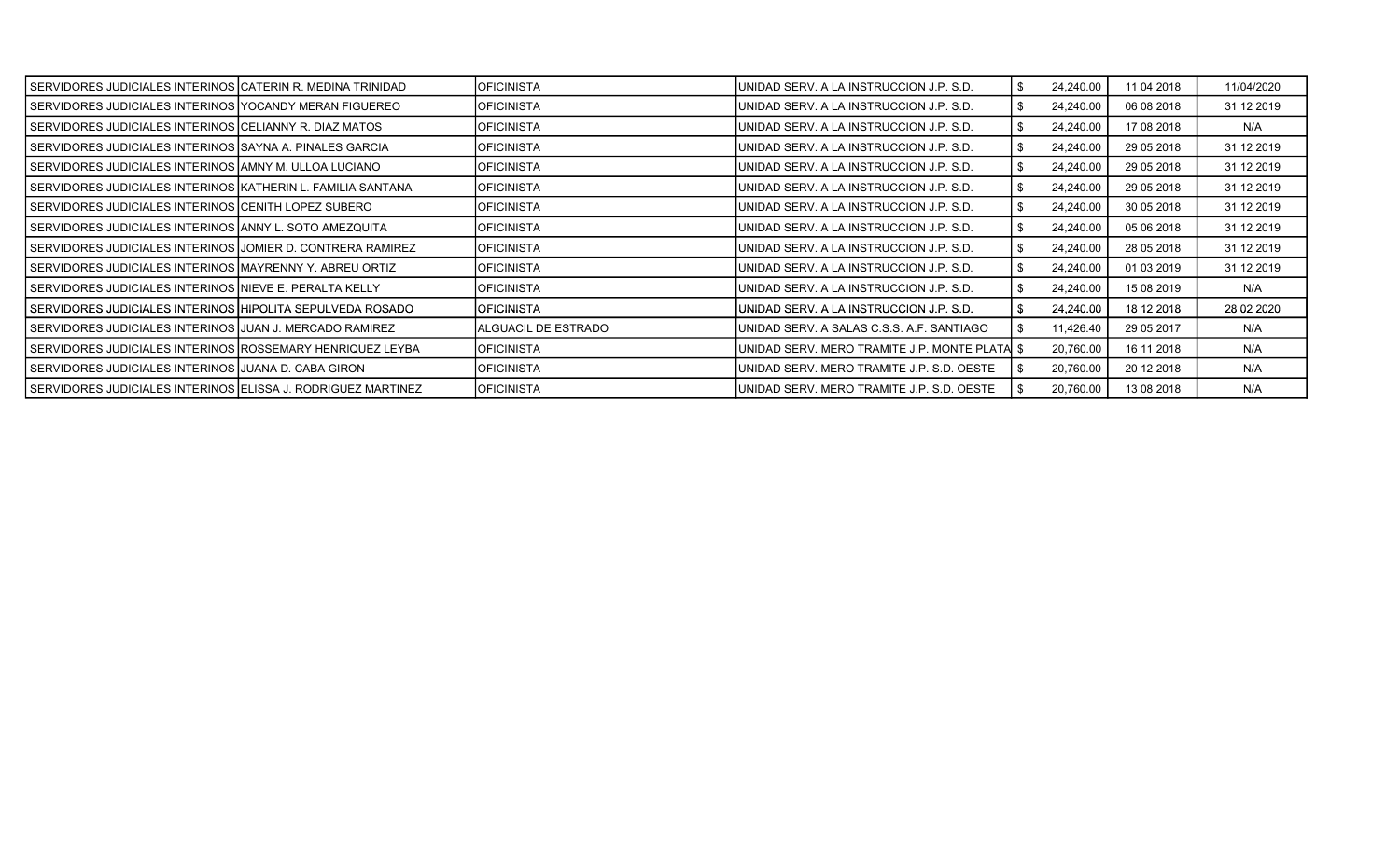| | | | | | | | |
|---|---|---|---|---|---|---|---|
| SERVIDORES JUDICIALES INTERINOS | CATERIN R. MEDINA TRINIDAD | OFICINISTA | UNIDAD SERV. A LA INSTRUCCION J.P. S.D. | $ | 24,240.00 | 11 04 2018 | 11/04/2020 |
| SERVIDORES JUDICIALES INTERINOS | YOCANDY MERAN FIGUEREO | OFICINISTA | UNIDAD SERV. A LA INSTRUCCION J.P. S.D. | $ | 24,240.00 | 06 08 2018 | 31 12 2019 |
| SERVIDORES JUDICIALES INTERINOS | CELIANNY R. DIAZ MATOS | OFICINISTA | UNIDAD SERV. A LA INSTRUCCION J.P. S.D. | $ | 24,240.00 | 17 08 2018 | N/A |
| SERVIDORES JUDICIALES INTERINOS | SAYNA A. PINALES GARCIA | OFICINISTA | UNIDAD SERV. A LA INSTRUCCION J.P. S.D. | $ | 24,240.00 | 29 05 2018 | 31 12 2019 |
| SERVIDORES JUDICIALES INTERINOS | AMNY M. ULLOA LUCIANO | OFICINISTA | UNIDAD SERV. A LA INSTRUCCION J.P. S.D. | $ | 24,240.00 | 29 05 2018 | 31 12 2019 |
| SERVIDORES JUDICIALES INTERINOS | KATHERIN L. FAMILIA SANTANA | OFICINISTA | UNIDAD SERV. A LA INSTRUCCION J.P. S.D. | $ | 24,240.00 | 29 05 2018 | 31 12 2019 |
| SERVIDORES JUDICIALES INTERINOS | CENITH LOPEZ SUBERO | OFICINISTA | UNIDAD SERV. A LA INSTRUCCION J.P. S.D. | $ | 24,240.00 | 30 05 2018 | 31 12 2019 |
| SERVIDORES JUDICIALES INTERINOS | ANNY L. SOTO AMEZQUITA | OFICINISTA | UNIDAD SERV. A LA INSTRUCCION J.P. S.D. | $ | 24,240.00 | 05 06 2018 | 31 12 2019 |
| SERVIDORES JUDICIALES INTERINOS | JOMIER D. CONTRERA RAMIREZ | OFICINISTA | UNIDAD SERV. A LA INSTRUCCION J.P. S.D. | $ | 24,240.00 | 28 05 2018 | 31 12 2019 |
| SERVIDORES JUDICIALES INTERINOS | MAYRENNY Y. ABREU ORTIZ | OFICINISTA | UNIDAD SERV. A LA INSTRUCCION J.P. S.D. | $ | 24,240.00 | 01 03 2019 | 31 12 2019 |
| SERVIDORES JUDICIALES INTERINOS | NIEVE E. PERALTA KELLY | OFICINISTA | UNIDAD SERV. A LA INSTRUCCION J.P. S.D. | $ | 24,240.00 | 15 08 2019 | N/A |
| SERVIDORES JUDICIALES INTERINOS | HIPOLITA SEPULVEDA ROSADO | OFICINISTA | UNIDAD SERV. A LA INSTRUCCION J.P. S.D. | $ | 24,240.00 | 18 12 2018 | 28 02 2020 |
| SERVIDORES JUDICIALES INTERINOS | JUAN J. MERCADO RAMIREZ | ALGUACIL DE ESTRADO | UNIDAD SERV. A SALAS C.S.S. A.F. SANTIAGO | $ | 11,426.40 | 29 05 2017 | N/A |
| SERVIDORES JUDICIALES INTERINOS | ROSSEMARY HENRIQUEZ LEYBA | OFICINISTA | UNIDAD SERV. MERO TRAMITE J.P. MONTE PLATA | $ | 20,760.00 | 16 11 2018 | N/A |
| SERVIDORES JUDICIALES INTERINOS | JUANA D. CABA GIRON | OFICINISTA | UNIDAD SERV. MERO TRAMITE J.P. S.D. OESTE | $ | 20,760.00 | 20 12 2018 | N/A |
| SERVIDORES JUDICIALES INTERINOS | ELISSA J. RODRIGUEZ MARTINEZ | OFICINISTA | UNIDAD SERV. MERO TRAMITE J.P. S.D. OESTE | $ | 20,760.00 | 13 08 2018 | N/A |